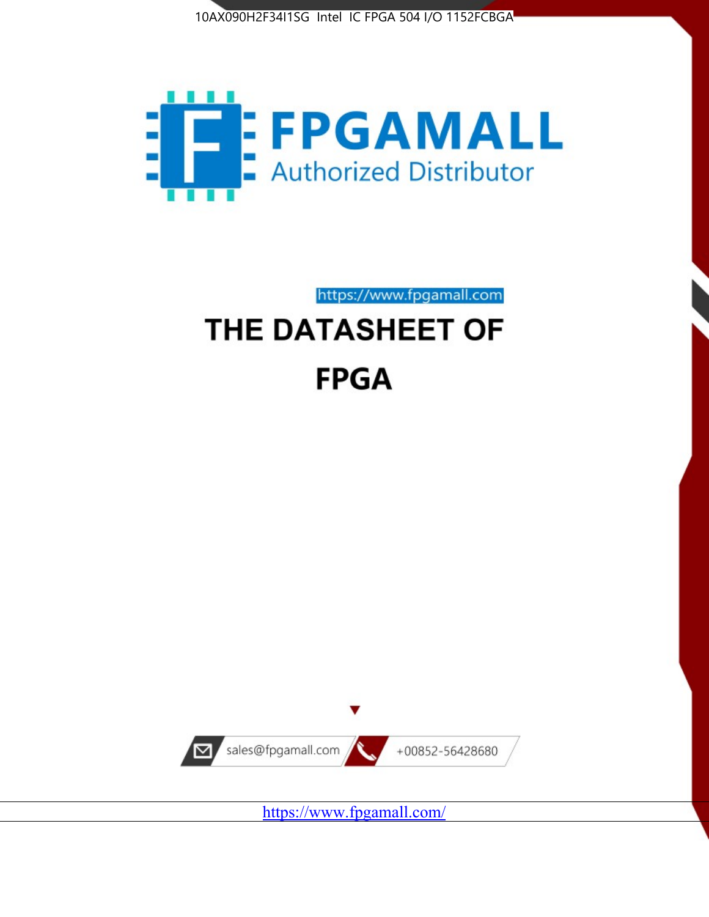10AX090H2F34I1SG Intel IC FPGA 504 I/O 1152FCBGA

FPGAMALL

Authorized Distributor

https://www.fpgamall.com

# THE DATASHEET OF

# FPGA

sales@fpgamall.com

+00852-56428680

https://www.fpgamall.com/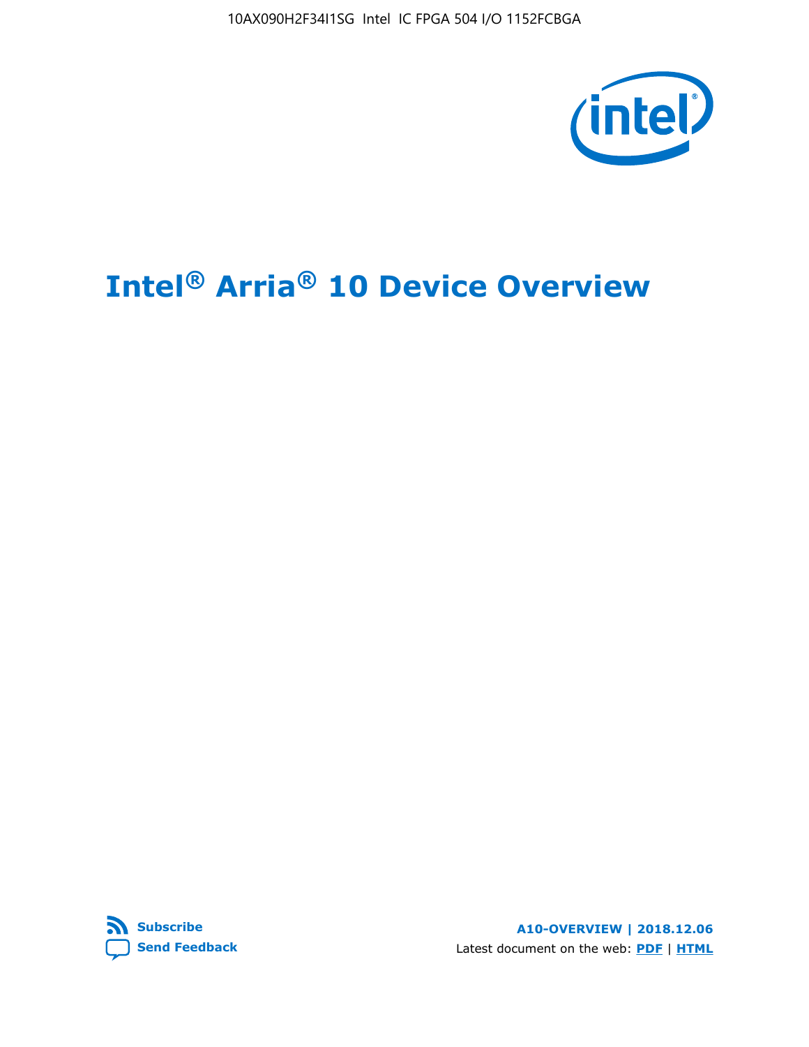# Intel® Arria® 10 Device Overview

Subscribe

Send Feedback

A10-OVERVIEW | 2018.12.06

Latest document on the web: PDF | HTML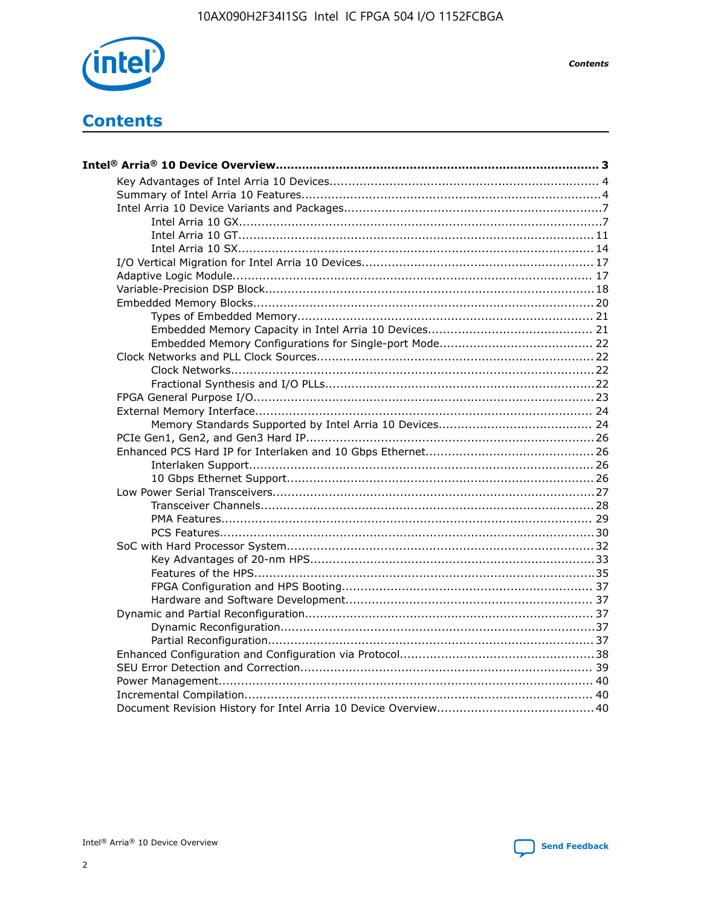# Contents

**Intel® Arria® 10 Device Overview....................................................................................... 3**

- Key Advantages of Intel Arria 10 Devices........................................................................ 4
- Summary of Intel Arria 10 Features................................................................................4
- Intel Arria 10 Device Variants and Packages.....................................................................7
    - Intel Arria 10 GX.................................................................................................7
    - Intel Arria 10 GT............................................................................................... 11
    - Intel Arria 10 SX............................................................................................... 14
- I/O Vertical Migration for Intel Arria 10 Devices.............................................................. 17
- Adaptive Logic Module................................................................................................ 17
- Variable-Precision DSP Block.......................................................................................18
- Embedded Memory Blocks...........................................................................................20
    - Types of Embedded Memory............................................................................... 21
    - Embedded Memory Capacity in Intel Arria 10 Devices............................................ 21
    - Embedded Memory Configurations for Single-port Mode......................................... 22
- Clock Networks and PLL Clock Sources.........................................................................22
    - Clock Networks.................................................................................................22
    - Fractional Synthesis and I/O PLLs........................................................................22
- FPGA General Purpose I/O..........................................................................................23
- External Memory Interface.......................................................................................... 24
    - Memory Standards Supported by Intel Arria 10 Devices......................................... 24
- PCIe Gen1, Gen2, and Gen3 Hard IP.............................................................................26
- Enhanced PCS Hard IP for Interlaken and 10 Gbps Ethernet.............................................26
    - Interlaken Support............................................................................................ 26
    - 10 Gbps Ethernet Support.................................................................................. 26
- Low Power Serial Transceivers.....................................................................................27
    - Transceiver Channels.........................................................................................28
    - PMA Features................................................................................................... 29
    - PCS Features....................................................................................................30
- SoC with Hard Processor System.................................................................................32
    - Key Advantages of 20-nm HPS............................................................................33
    - Features of the HPS...........................................................................................35
    - FPGA Configuration and HPS Booting................................................................... 37
    - Hardware and Software Development.................................................................. 37
- Dynamic and Partial Reconfiguration.............................................................................37
    - Dynamic Reconfiguration....................................................................................37
    - Partial Reconfiguration.......................................................................................37
- Enhanced Configuration and Configuration via Protocol....................................................38
- SEU Error Detection and Correction.............................................................................. 39
- Power Management................................................................................................... 40
- Incremental Compilation............................................................................................ 40
- Document Revision History for Intel Arria 10 Device Overview.......................................... 40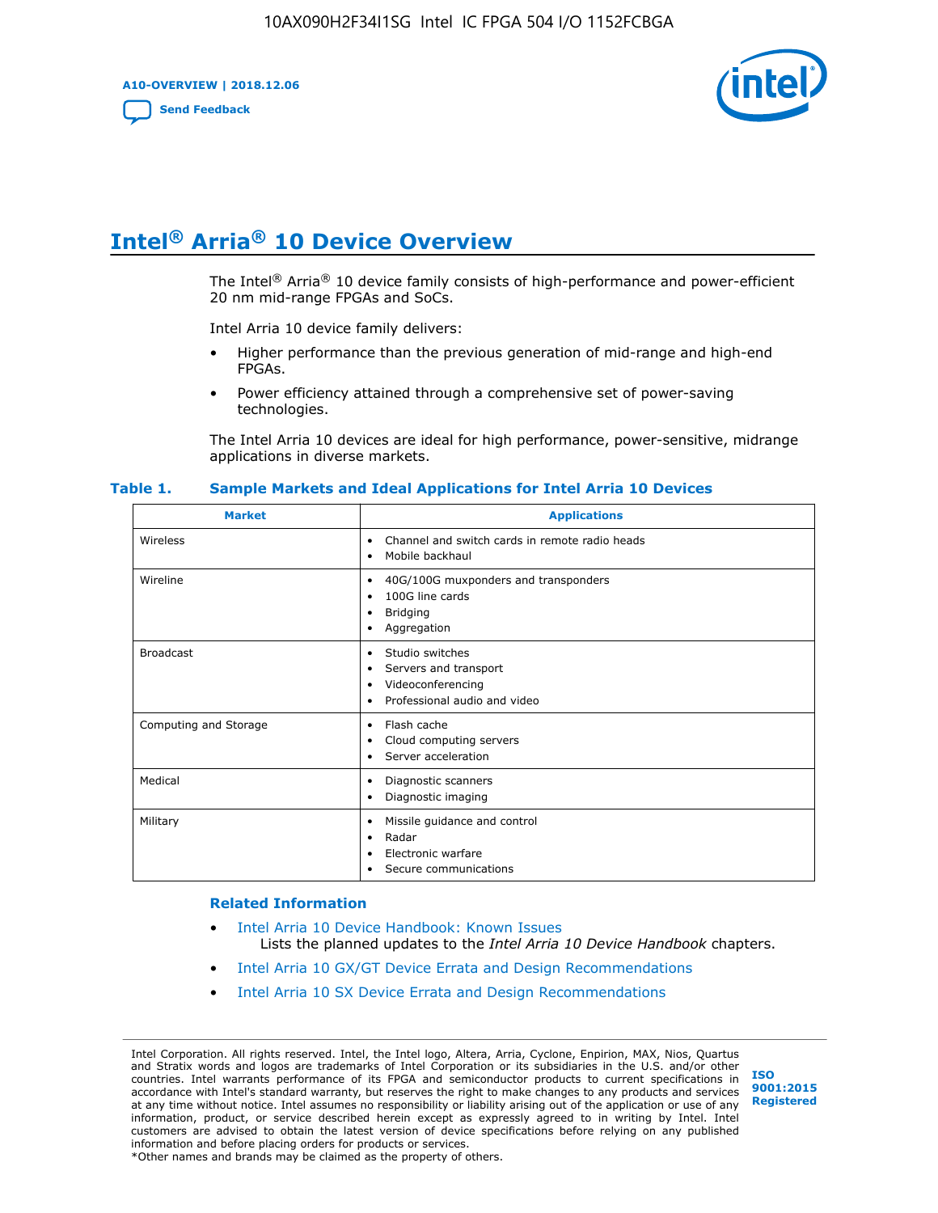# Intel® Arria® 10 Device Overview

The Intel® Arria® 10 device family consists of high-performance and power-efficient 20 nm mid-range FPGAs and SoCs.

Intel Arria 10 device family delivers:

- Higher performance than the previous generation of mid-range and high-end FPGAs.
- Power efficiency attained through a comprehensive set of power-saving technologies.

The Intel Arria 10 devices are ideal for high performance, power-sensitive, midrange applications in diverse markets.

**Table 1. Sample Markets and Ideal Applications for Intel Arria 10 Devices**

| Market | Applications |
|---|---|
| Wireless | • Channel and switch cards in remote radio heads<br>• Mobile backhaul |
| Wireline | • 40G/100G muxponders and transponders<br>• 100G line cards<br>• Bridging<br>• Aggregation |
| Broadcast | • Studio switches<br>• Servers and transport<br>• Videoconferencing<br>• Professional audio and video |
| Computing and Storage | • Flash cache<br>• Cloud computing servers<br>• Server acceleration |
| Medical | • Diagnostic scanners<br>• Diagnostic imaging |
| Military | • Missile guidance and control<br>• Radar<br>• Electronic warfare<br>• Secure communications |

### Related Information

- Intel Arria 10 Device Handbook: Known Issues
  Lists the planned updates to the *Intel Arria 10 Device Handbook* chapters.
- Intel Arria 10 GX/GT Device Errata and Design Recommendations
- Intel Arria 10 SX Device Errata and Design Recommendations

Intel Corporation. All rights reserved. Intel, the Intel logo, Altera, Arria, Cyclone, Enpirion, MAX, Nios, Quartus and Stratix words and logos are trademarks of Intel Corporation or its subsidiaries in the U.S. and/or other countries. Intel warrants performance of its FPGA and semiconductor products to current specifications in accordance with Intel's standard warranty, but reserves the right to make changes to any products and services at any time without notice. Intel assumes no responsibility or liability arising out of the application or use of any information, product, or service described herein except as expressly agreed to in writing by Intel. Intel customers are advised to obtain the latest version of device specifications before relying on any published information and before placing orders for products or services.
*Other names and brands may be claimed as the property of others.

ISO 9001:2015 Registered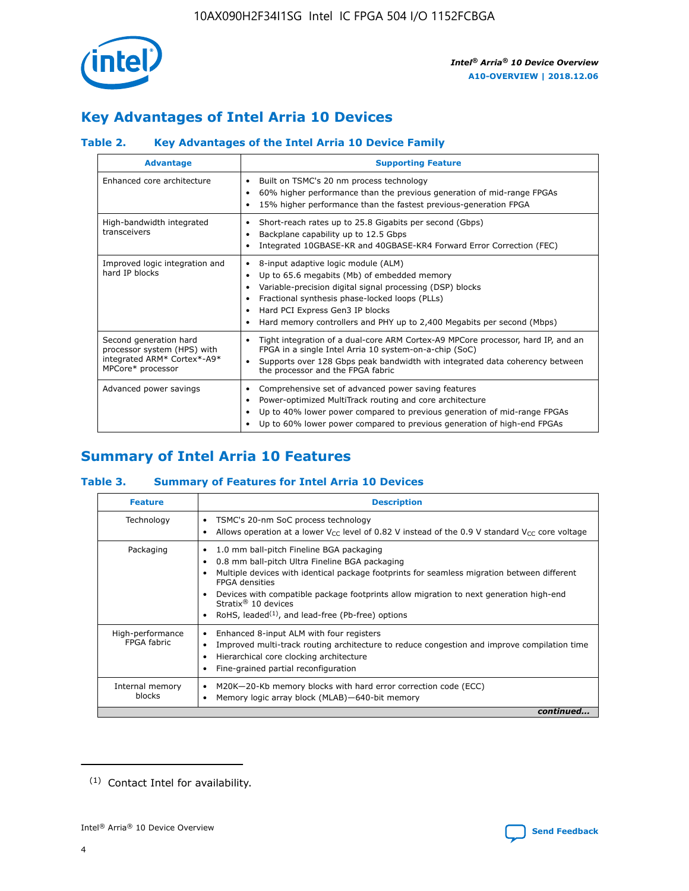## Key Advantages of Intel Arria 10 Devices

### Table 2. Key Advantages of the Intel Arria 10 Device Family

| Advantage | Supporting Feature |
|---|---|
| Enhanced core architecture | • Built on TSMC's 20 nm process technology<br>• 60% higher performance than the previous generation of mid-range FPGAs<br>• 15% higher performance than the fastest previous-generation FPGA |
| High-bandwidth integrated transceivers | • Short-reach rates up to 25.8 Gigabits per second (Gbps)<br>• Backplane capability up to 12.5 Gbps<br>• Integrated 10GBASE-KR and 40GBASE-KR4 Forward Error Correction (FEC) |
| Improved logic integration and hard IP blocks | • 8-input adaptive logic module (ALM)<br>• Up to 65.6 megabits (Mb) of embedded memory<br>• Variable-precision digital signal processing (DSP) blocks<br>• Fractional synthesis phase-locked loops (PLLs)<br>• Hard PCI Express Gen3 IP blocks<br>• Hard memory controllers and PHY up to 2,400 Megabits per second (Mbps) |
| Second generation hard processor system (HPS) with integrated ARM* Cortex*-A9* MPCore* processor | • Tight integration of a dual-core ARM Cortex-A9 MPCore processor, hard IP, and an FPGA in a single Intel Arria 10 system-on-a-chip (SoC)<br>• Supports over 128 Gbps peak bandwidth with integrated data coherency between the processor and the FPGA fabric |
| Advanced power savings | • Comprehensive set of advanced power saving features<br>• Power-optimized MultiTrack routing and core architecture<br>• Up to 40% lower power compared to previous generation of mid-range FPGAs<br>• Up to 60% lower power compared to previous generation of high-end FPGAs |

## Summary of Intel Arria 10 Features

### Table 3. Summary of Features for Intel Arria 10 Devices

| Feature | Description |
|---|---|
| Technology | • TSMC's 20-nm SoC process technology<br>• Allows operation at a lower $V_{CC}$ level of 0.82 V instead of the 0.9 V standard $V_{CC}$ core voltage |
| Packaging | • 1.0 mm ball-pitch Fineline BGA packaging<br>• 0.8 mm ball-pitch Ultra Fineline BGA packaging<br>• Multiple devices with identical package footprints for seamless migration between different FPGA densities<br>• Devices with compatible package footprints allow migration to next generation high-end Stratix® 10 devices<br>• RoHS, leaded[1], and lead-free (Pb-free) options |
| High-performance FPGA fabric | • Enhanced 8-input ALM with four registers<br>• Improved multi-track routing architecture to reduce congestion and improve compilation time<br>• Hierarchical core clocking architecture<br>• Fine-grained partial reconfiguration |
| Internal memory blocks | • M20K—20-Kb memory blocks with hard error correction code (ECC)<br>• Memory logic array block (MLAB)—640-bit memory |

*continued...*

[1] Contact Intel for availability.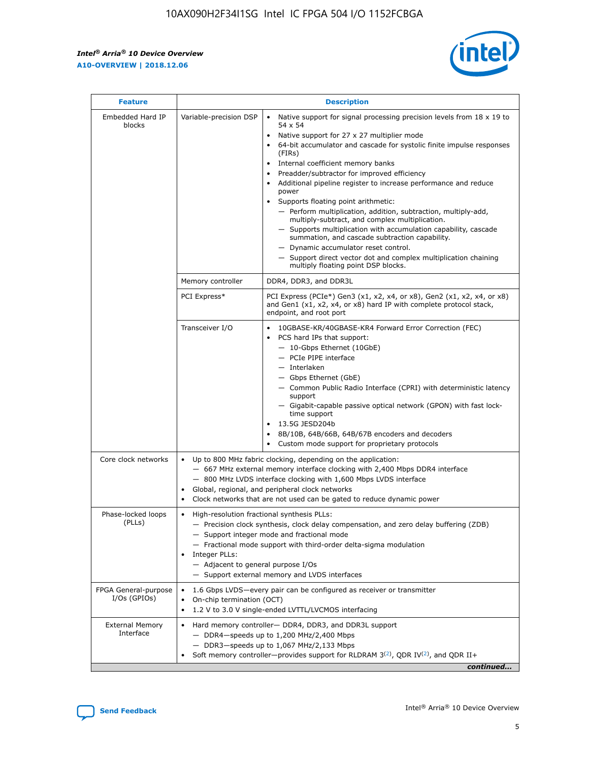| Feature | Description | |
|---|---|---|
| Embedded Hard IP blocks | Variable-precision DSP | • Native support for signal processing precision levels from 18 x 19 to 54 x 54<br>• Native support for 27 x 27 multiplier mode<br>• 64-bit accumulator and cascade for systolic finite impulse responses (FIRs)<br>• Internal coefficient memory banks<br>• Preadder/subtractor for improved efficiency<br>• Additional pipeline register to increase performance and reduce power<br>• Supports floating point arithmetic:<br>— Perform multiplication, addition, subtraction, multiply-add, multiply-subtract, and complex multiplication.<br>— Supports multiplication with accumulation capability, cascade summation, and cascade subtraction capability.<br>— Dynamic accumulator reset control.<br>— Support direct vector dot and complex multiplication chaining multiply floating point DSP blocks. |
| | Memory controller | DDR4, DDR3, and DDR3L |
| | PCI Express* | PCI Express (PCIe*) Gen3 (x1, x2, x4, or x8), Gen2 (x1, x2, x4, or x8) and Gen1 (x1, x2, x4, or x8) hard IP with complete protocol stack, endpoint, and root port |
| | Transceiver I/O | • 10GBASE-KR/40GBASE-KR4 Forward Error Correction (FEC)<br>• PCS hard IPs that support:<br>— 10-Gbps Ethernet (10GbE)<br>— PCIe PIPE interface<br>— Interlaken<br>— Gbps Ethernet (GbE)<br>— Common Public Radio Interface (CPRI) with deterministic latency support<br>— Gigabit-capable passive optical network (GPON) with fast lock-time support<br>• 13.5G JESD204b<br>• 8B/10B, 64B/66B, 64B/67B encoders and decoders<br>• Custom mode support for proprietary protocols |
| Core clock networks | • Up to 800 MHz fabric clocking, depending on the application:<br>— 667 MHz external memory interface clocking with 2,400 Mbps DDR4 interface<br>— 800 MHz LVDS interface clocking with 1,600 Mbps LVDS interface<br>• Global, regional, and peripheral clock networks<br>• Clock networks that are not used can be gated to reduce dynamic power | |
| Phase-locked loops (PLLs) | • High-resolution fractional synthesis PLLs:<br>— Precision clock synthesis, clock delay compensation, and zero delay buffering (ZDB)<br>— Support integer mode and fractional mode<br>— Fractional mode support with third-order delta-sigma modulation<br>• Integer PLLs:<br>— Adjacent to general purpose I/Os<br>— Support external memory and LVDS interfaces | |
| FPGA General-purpose I/Os (GPIOs) | • 1.6 Gbps LVDS—every pair can be configured as receiver or transmitter<br>• On-chip termination (OCT)<br>• 1.2 V to 3.0 V single-ended LVTTL/LVCMOS interfacing | |
| External Memory Interface | • Hard memory controller— DDR4, DDR3, and DDR3L support<br>— DDR4—speeds up to 1,200 MHz/2,400 Mbps<br>— DDR3—speeds up to 1,067 MHz/2,133 Mbps<br>• Soft memory controller—provides support for RLDRAM 3[(2)], QDR IV[(2)], and QDR II+ | |

*continued...*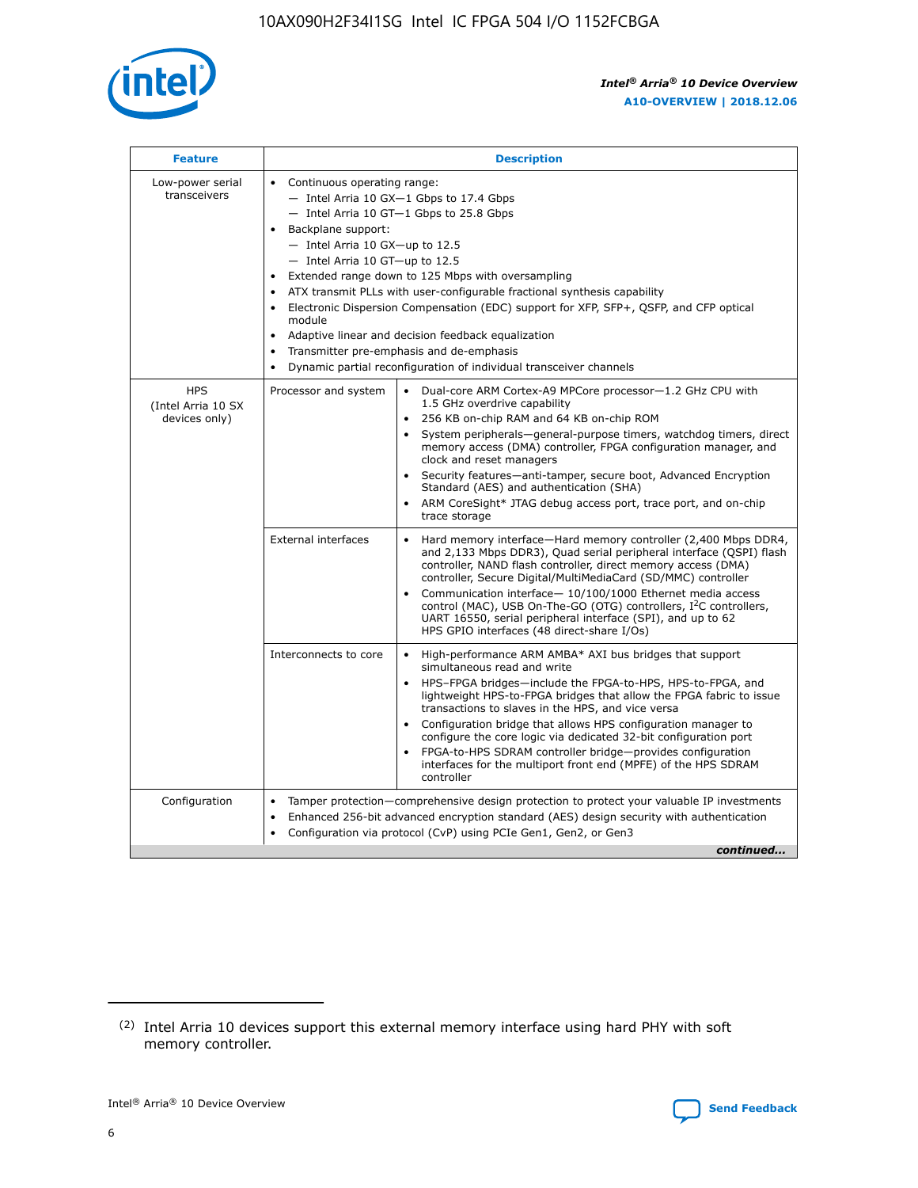| Feature | Description | |
|---|---|---|
| Low-power serial transceivers | • Continuous operating range:<br>— Intel Arria 10 GX—1 Gbps to 17.4 Gbps<br>— Intel Arria 10 GT—1 Gbps to 25.8 Gbps<br>• Backplane support:<br>— Intel Arria 10 GX—up to 12.5<br>— Intel Arria 10 GT—up to 12.5<br>• Extended range down to 125 Mbps with oversampling<br>• ATX transmit PLLs with user-configurable fractional synthesis capability<br>• Electronic Dispersion Compensation (EDC) support for XFP, SFP+, QSFP, and CFP optical module<br>• Adaptive linear and decision feedback equalization<br>• Transmitter pre-emphasis and de-emphasis<br>• Dynamic partial reconfiguration of individual transceiver channels | |
| HPS (Intel Arria 10 SX devices only) | Processor and system | • Dual-core ARM Cortex-A9 MPCore processor—1.2 GHz CPU with 1.5 GHz overdrive capability<br>• 256 KB on-chip RAM and 64 KB on-chip ROM<br>• System peripherals—general-purpose timers, watchdog timers, direct memory access (DMA) controller, FPGA configuration manager, and clock and reset managers<br>• Security features—anti-tamper, secure boot, Advanced Encryption Standard (AES) and authentication (SHA)<br>• ARM CoreSight* JTAG debug access port, trace port, and on-chip trace storage |
| | External interfaces | • Hard memory interface—Hard memory controller (2,400 Mbps DDR4, and 2,133 Mbps DDR3), Quad serial peripheral interface (QSPI) flash controller, NAND flash controller, direct memory access (DMA) controller, Secure Digital/MultiMediaCard (SD/MMC) controller<br>• Communication interface— 10/100/1000 Ethernet media access control (MAC), USB On-The-GO (OTG) controllers, I$^2$C controllers, UART 16550, serial peripheral interface (SPI), and up to 62 HPS GPIO interfaces (48 direct-share I/Os) |
| | Interconnects to core | • High-performance ARM AMBA* AXI bus bridges that support simultaneous read and write<br>• HPS–FPGA bridges—include the FPGA-to-HPS, HPS-to-FPGA, and lightweight HPS-to-FPGA bridges that allow the FPGA fabric to issue transactions to slaves in the HPS, and vice versa<br>• Configuration bridge that allows HPS configuration manager to configure the core logic via dedicated 32-bit configuration port<br>• FPGA-to-HPS SDRAM controller bridge—provides configuration interfaces for the multiport front end (MPFE) of the HPS SDRAM controller |
| Configuration | • Tamper protection—comprehensive design protection to protect your valuable IP investments<br>• Enhanced 256-bit advanced encryption standard (AES) design security with authentication<br>• Configuration via protocol (CvP) using PCIe Gen1, Gen2, or Gen3 | |

*continued...*

(2) Intel Arria 10 devices support this external memory interface using hard PHY with soft memory controller.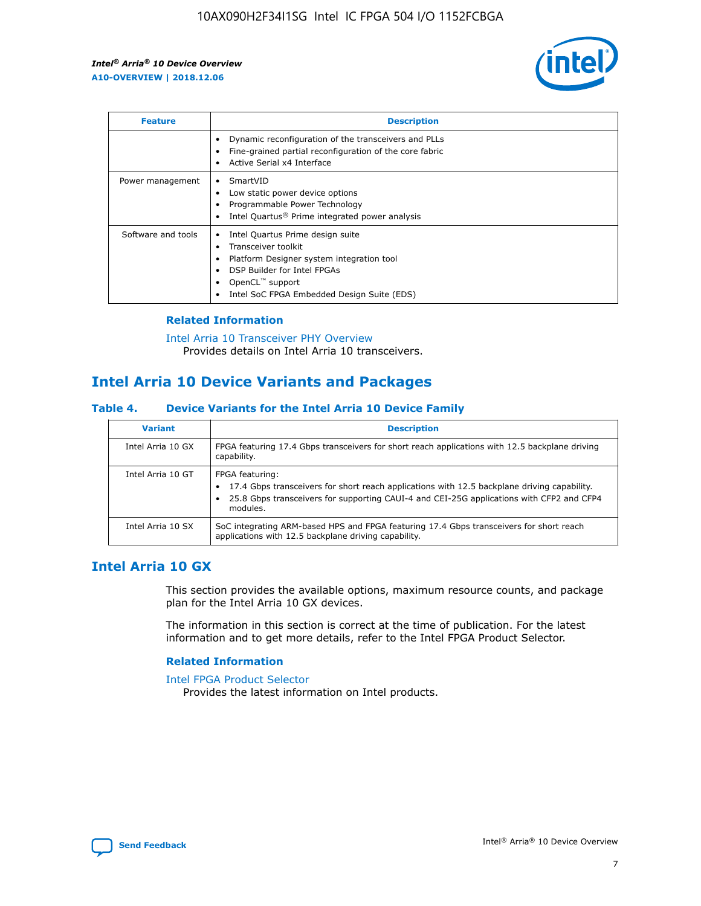| Feature | Description |
| --- | --- |
| | • Dynamic reconfiguration of the transceivers and PLLs<br>• Fine-grained partial reconfiguration of the core fabric<br>• Active Serial x4 Interface |
| Power management | • SmartVID<br>• Low static power device options<br>• Programmable Power Technology<br>• Intel Quartus® Prime integrated power analysis |
| Software and tools | • Intel Quartus Prime design suite<br>• Transceiver toolkit<br>• Platform Designer system integration tool<br>• DSP Builder for Intel FPGAs<br>• OpenCL™ support<br>• Intel SoC FPGA Embedded Design Suite (EDS) |

### Related Information

Intel Arria 10 Transceiver PHY Overview
Provides details on Intel Arria 10 transceivers.

## Intel Arria 10 Device Variants and Packages

### Table 4. Device Variants for the Intel Arria 10 Device Family

| Variant | Description |
| --- | --- |
| Intel Arria 10 GX | FPGA featuring 17.4 Gbps transceivers for short reach applications with 12.5 backplane driving capability. |
| Intel Arria 10 GT | FPGA featuring:<br>• 17.4 Gbps transceivers for short reach applications with 12.5 backplane driving capability.<br>• 25.8 Gbps transceivers for supporting CAUI-4 and CEI-25G applications with CFP2 and CFP4 modules. |
| Intel Arria 10 SX | SoC integrating ARM-based HPS and FPGA featuring 17.4 Gbps transceivers for short reach applications with 12.5 backplane driving capability. |

## Intel Arria 10 GX

This section provides the available options, maximum resource counts, and package plan for the Intel Arria 10 GX devices.

The information in this section is correct at the time of publication. For the latest information and to get more details, refer to the Intel FPGA Product Selector.

### Related Information

Intel FPGA Product Selector
Provides the latest information on Intel products.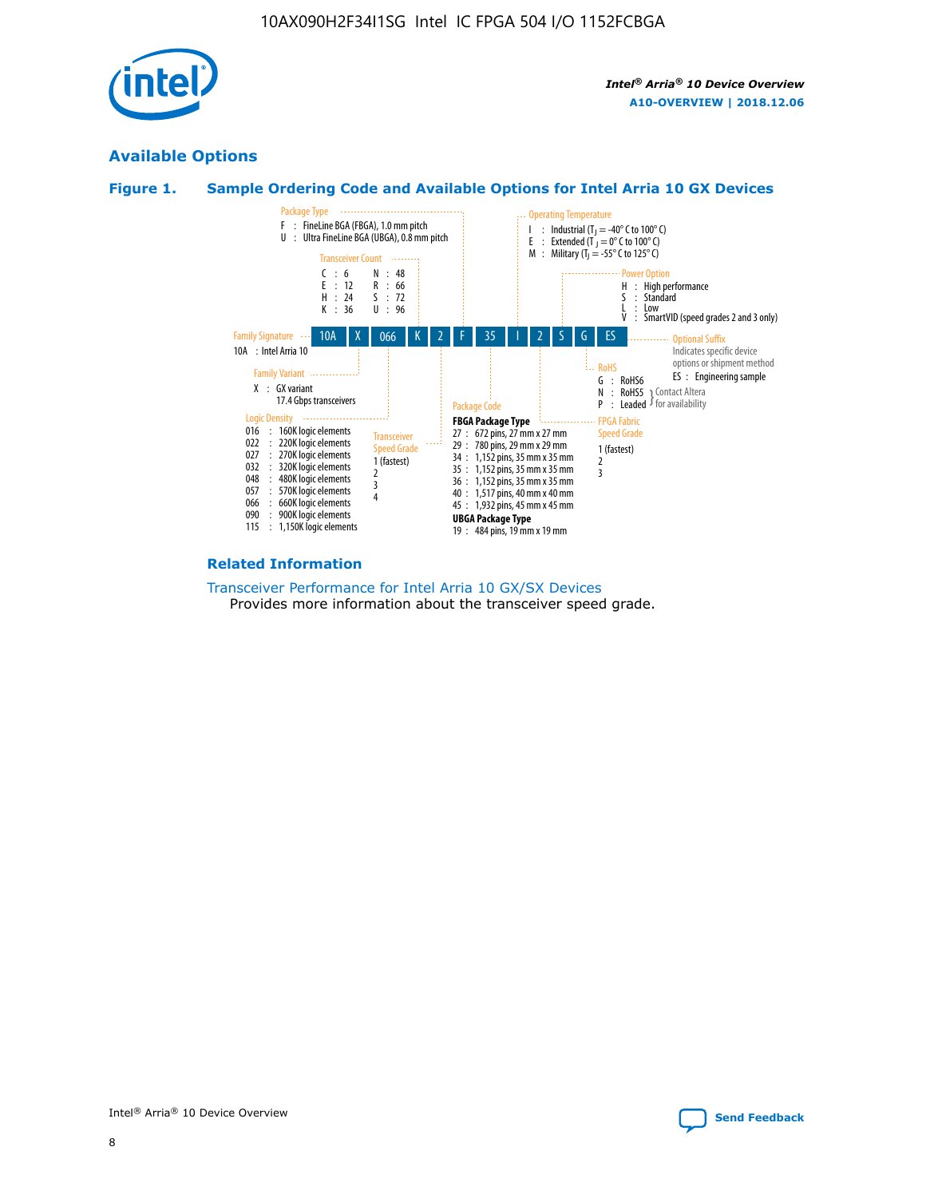## Available Options

### Figure 1. Sample Ordering Code and Available Options for Intel Arria 10 GX Devices

| 10A | X | 066 | K | 2 | F | 35 | I | 2 | S | G | ES |
|---|---|---|---|---|---|---|---|---|---|---|---|

**Family Signature**
- 10A : Intel Arria 10

**Family Variant**
- X : GX variant 17.4 Gbps transceivers

**Logic Density**
- 016 : 160K logic elements
- 022 : 220K logic elements
- 027 : 270K logic elements
- 032 : 320K logic elements
- 048 : 480K logic elements
- 057 : 570K logic elements
- 066 : 660K logic elements
- 090 : 900K logic elements
- 115 : 1,150K logic elements

**Transceiver Count**
- C : 6
- E : 12
- H : 24
- K : 36
- N : 48
- R : 66
- S : 72
- U : 96

**Transceiver Speed Grade**
- 1 (fastest)
- 2
- 3
- 4

**Package Type**
- F : FineLine BGA (FBGA), 1.0 mm pitch
- U : Ultra FineLine BGA (UBGA), 0.8 mm pitch

**Package Code**

**FBGA Package Type**
- 27 : 672 pins, 27 mm x 27 mm
- 29 : 780 pins, 29 mm x 29 mm
- 34 : 1,152 pins, 35 mm x 35 mm
- 35 : 1,152 pins, 35 mm x 35 mm
- 36 : 1,152 pins, 35 mm x 35 mm
- 40 : 1,517 pins, 40 mm x 40 mm
- 45 : 1,932 pins, 45 mm x 45 mm

**UBGA Package Type**
- 19 : 484 pins, 19 mm x 19 mm

**Operating Temperature**
- I : Industrial ($T_J$ = -40° C to 100° C)
- E : Extended ($T_J$ = 0° C to 100° C)
- M : Military ($T_J$ = -55° C to 125° C)

**FPGA Fabric Speed Grade**
- 1 (fastest)
- 2
- 3

**Power Option**
- H : High performance
- S : Standard
- L : Low
- V : SmartVID (speed grades 2 and 3 only)

**RoHS**
- G : RoHS6
- N : RoHS5 (Contact Altera for availability)
- P : Leaded (Contact Altera for availability)

**Optional Suffix**

Indicates specific device options or shipment method
- ES : Engineering sample

### Related Information

Transceiver Performance for Intel Arria 10 GX/SX Devices

Provides more information about the transceiver speed grade.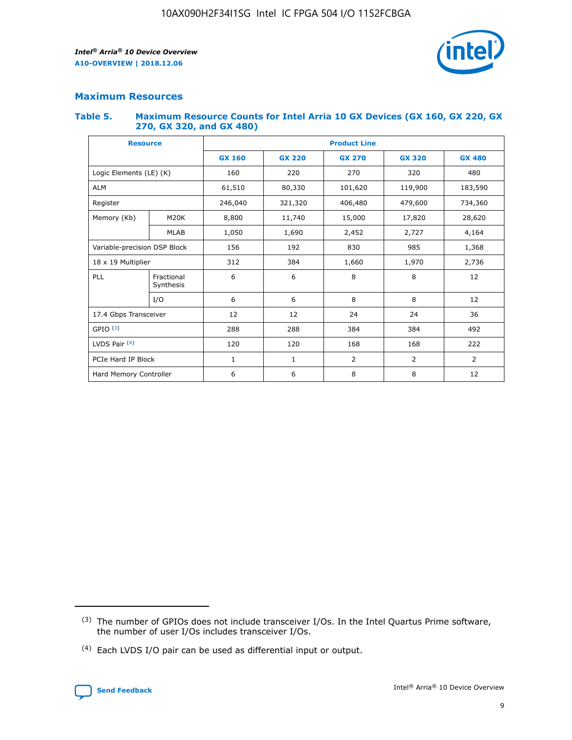## Maximum Resources

### Table 5. Maximum Resource Counts for Intel Arria 10 GX Devices (GX 160, GX 220, GX 270, GX 320, and GX 480)

| Resource | | Product Line | | | | |
|---|---|---|---|---|---|---|
| | | GX 160 | GX 220 | GX 270 | GX 320 | GX 480 |
| Logic Elements (LE) (K) | | 160 | 220 | 270 | 320 | 480 |
| ALM | | 61,510 | 80,330 | 101,620 | 119,900 | 183,590 |
| Register | | 246,040 | 321,320 | 406,480 | 479,600 | 734,360 |
| Memory (Kb) | M20K | 8,800 | 11,740 | 15,000 | 17,820 | 28,620 |
| | MLAB | 1,050 | 1,690 | 2,452 | 2,727 | 4,164 |
| Variable-precision DSP Block | | 156 | 192 | 830 | 985 | 1,368 |
| 18 x 19 Multiplier | | 312 | 384 | 1,660 | 1,970 | 2,736 |
| PLL | Fractional Synthesis | 6 | 6 | 8 | 8 | 12 |
| | I/O | 6 | 6 | 8 | 8 | 12 |
| 17.4 Gbps Transceiver | | 12 | 12 | 24 | 24 | 36 |
| GPIO (3) | | 288 | 288 | 384 | 384 | 492 |
| LVDS Pair (4) | | 120 | 120 | 168 | 168 | 222 |
| PCIe Hard IP Block | | 1 | 1 | 2 | 2 | 2 |
| Hard Memory Controller | | 6 | 6 | 8 | 8 | 12 |

(3) The number of GPIOs does not include transceiver I/Os. In the Intel Quartus Prime software, the number of user I/Os includes transceiver I/Os.

(4) Each LVDS I/O pair can be used as differential input or output.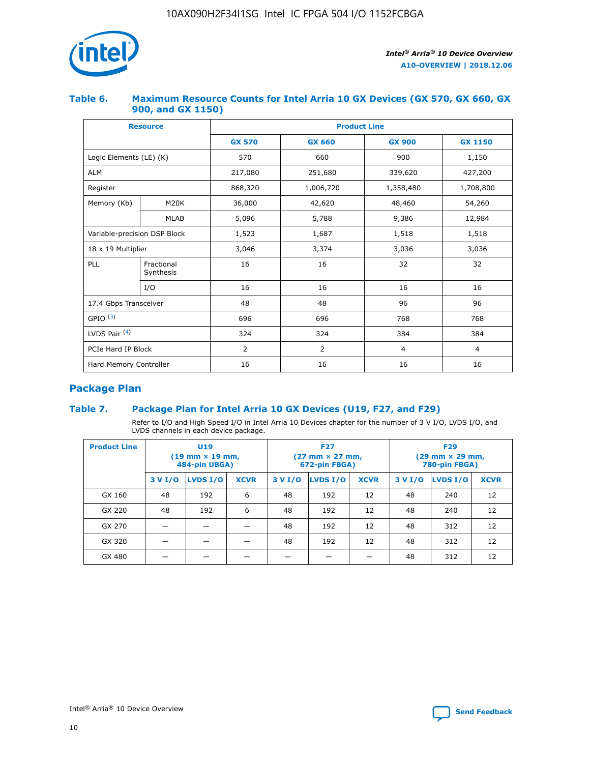### Table 6. Maximum Resource Counts for Intel Arria 10 GX Devices (GX 570, GX 660, GX 900, and GX 1150)

| Resource | | Product Line | | | |
|---|---|---|---|---|---|
| | | GX 570 | GX 660 | GX 900 | GX 1150 |
| Logic Elements (LE) (K) | | 570 | 660 | 900 | 1,150 |
| ALM | | 217,080 | 251,680 | 339,620 | 427,200 |
| Register | | 868,320 | 1,006,720 | 1,358,480 | 1,708,800 |
| Memory (Kb) | M20K | 36,000 | 42,620 | 48,460 | 54,260 |
| | MLAB | 5,096 | 5,788 | 9,386 | 12,984 |
| Variable-precision DSP Block | | 1,523 | 1,687 | 1,518 | 1,518 |
| 18 x 19 Multiplier | | 3,046 | 3,374 | 3,036 | 3,036 |
| PLL | Fractional Synthesis | 16 | 16 | 32 | 32 |
| | I/O | 16 | 16 | 16 | 16 |
| 17.4 Gbps Transceiver | | 48 | 48 | 96 | 96 |
| GPIO [(3)] | | 696 | 696 | 768 | 768 |
| LVDS Pair [(4)] | | 324 | 324 | 384 | 384 |
| PCIe Hard IP Block | | 2 | 2 | 4 | 4 |
| Hard Memory Controller | | 16 | 16 | 16 | 16 |

## Package Plan

### Table 7. Package Plan for Intel Arria 10 GX Devices (U19, F27, and F29)

Refer to I/O and High Speed I/O in Intel Arria 10 Devices chapter for the number of 3 V I/O, LVDS I/O, and LVDS channels in each device package.

| Product Line | U19 (19 mm × 19 mm, 484-pin UBGA) | | | F27 (27 mm × 27 mm, 672-pin FBGA) | | | F29 (29 mm × 29 mm, 780-pin FBGA) | | |
|---|---|---|---|---|---|---|---|---|---|
| | 3 V I/O | LVDS I/O | XCVR | 3 V I/O | LVDS I/O | XCVR | 3 V I/O | LVDS I/O | XCVR |
| GX 160 | 48 | 192 | 6 | 48 | 192 | 12 | 48 | 240 | 12 |
| GX 220 | 48 | 192 | 6 | 48 | 192 | 12 | 48 | 240 | 12 |
| GX 270 | — | — | — | 48 | 192 | 12 | 48 | 312 | 12 |
| GX 320 | — | — | — | 48 | 192 | 12 | 48 | 312 | 12 |
| GX 480 | — | — | — | — | — | — | 48 | 312 | 12 |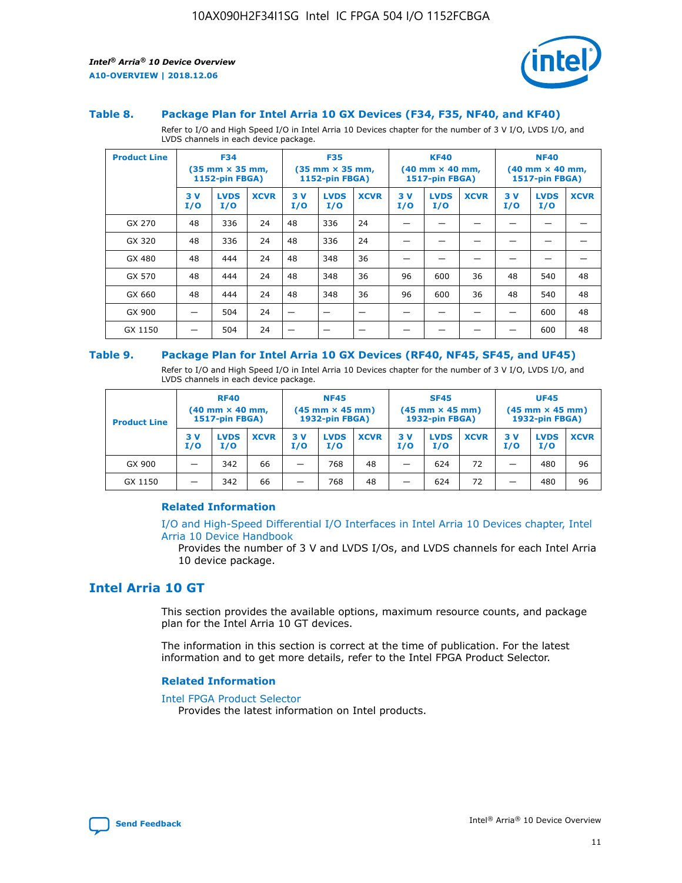### Table 8. Package Plan for Intel Arria 10 GX Devices (F34, F35, NF40, and KF40)

Refer to I/O and High Speed I/O in Intel Arria 10 Devices chapter for the number of 3 V I/O, LVDS I/O, and LVDS channels in each device package.

| Product Line | F34 (35 mm × 35 mm, 1152-pin FBGA) | | | F35 (35 mm × 35 mm, 1152-pin FBGA) | | | KF40 (40 mm × 40 mm, 1517-pin FBGA) | | | NF40 (40 mm × 40 mm, 1517-pin FBGA) | | |
|---|---|---|---|---|---|---|---|---|---|---|---|---|
| | 3 V I/O | LVDS I/O | XCVR | 3 V I/O | LVDS I/O | XCVR | 3 V I/O | LVDS I/O | XCVR | 3 V I/O | LVDS I/O | XCVR |
| GX 270 | 48 | 336 | 24 | 48 | 336 | 24 | — | — | — | — | — | — |
| GX 320 | 48 | 336 | 24 | 48 | 336 | 24 | — | — | — | — | — | — |
| GX 480 | 48 | 444 | 24 | 48 | 348 | 36 | — | — | — | — | — | — |
| GX 570 | 48 | 444 | 24 | 48 | 348 | 36 | 96 | 600 | 36 | 48 | 540 | 48 |
| GX 660 | 48 | 444 | 24 | 48 | 348 | 36 | 96 | 600 | 36 | 48 | 540 | 48 |
| GX 900 | — | 504 | 24 | — | — | — | — | — | — | — | 600 | 48 |
| GX 1150 | — | 504 | 24 | — | — | — | — | — | — | — | 600 | 48 |

### Table 9. Package Plan for Intel Arria 10 GX Devices (RF40, NF45, SF45, and UF45)

Refer to I/O and High Speed I/O in Intel Arria 10 Devices chapter for the number of 3 V I/O, LVDS I/O, and LVDS channels in each device package.

| Product Line | RF40 (40 mm × 40 mm, 1517-pin FBGA) | | | NF45 (45 mm × 45 mm) 1932-pin FBGA) | | | SF45 (45 mm × 45 mm) 1932-pin FBGA) | | | UF45 (45 mm × 45 mm) 1932-pin FBGA) | | |
|---|---|---|---|---|---|---|---|---|---|---|---|---|
| | 3 V I/O | LVDS I/O | XCVR | 3 V I/O | LVDS I/O | XCVR | 3 V I/O | LVDS I/O | XCVR | 3 V I/O | LVDS I/O | XCVR |
| GX 900 | — | 342 | 66 | — | 768 | 48 | — | 624 | 72 | — | 480 | 96 |
| GX 1150 | — | 342 | 66 | — | 768 | 48 | — | 624 | 72 | — | 480 | 96 |

#### Related Information

I/O and High-Speed Differential I/O Interfaces in Intel Arria 10 Devices chapter, Intel Arria 10 Device Handbook

Provides the number of 3 V and LVDS I/Os, and LVDS channels for each Intel Arria 10 device package.

## Intel Arria 10 GT

This section provides the available options, maximum resource counts, and package plan for the Intel Arria 10 GT devices.

The information in this section is correct at the time of publication. For the latest information and to get more details, refer to the Intel FPGA Product Selector.

#### Related Information

Intel FPGA Product Selector

Provides the latest information on Intel products.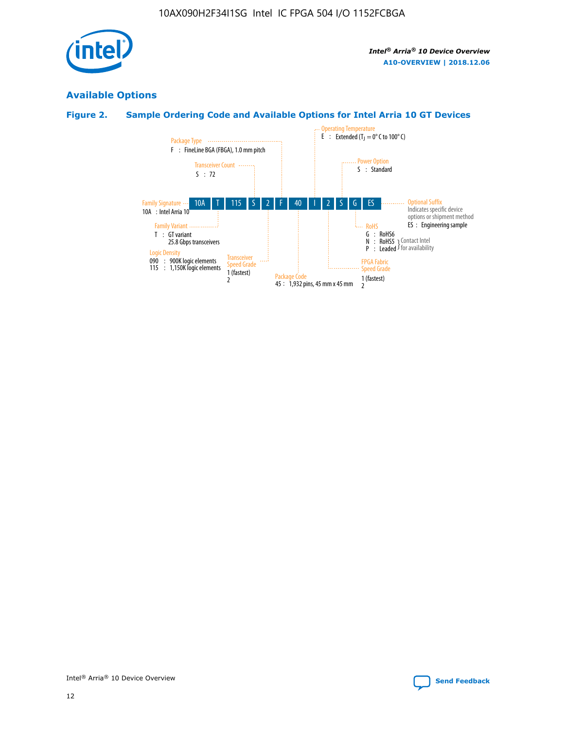## Available Options

### Figure 2. Sample Ordering Code and Available Options for Intel Arria 10 GT Devices

| 10A | T | 115 | S | 2 | F | 40 | I | 2 | S | G | ES |
|---|---|---|---|---|---|---|---|---|---|---|---|

**Family Signature**
10A : Intel Arria 10

**Family Variant**
T : GT variant
25.8 Gbps transceivers

**Logic Density**
090 : 900K logic elements
115 : 1,150K logic elements

**Transceiver Count**
S : 72

**Transceiver Speed Grade**
1 (fastest)
2

**Package Type**
F : FineLine BGA (FBGA), 1.0 mm pitch

**Package Code**
45 : 1,932 pins, 45 mm x 45 mm

**Operating Temperature**
E : Extended ($T_J$ = 0° C to 100° C)

**FPGA Fabric Speed Grade**
1 (fastest)
2

**Power Option**
S : Standard

**RoHS**
G : RoHS6
N : RoHS5 } Contact Intel for availability
P : Leaded } Contact Intel for availability

**Optional Suffix**
Indicates specific device options or shipment method
ES : Engineering sample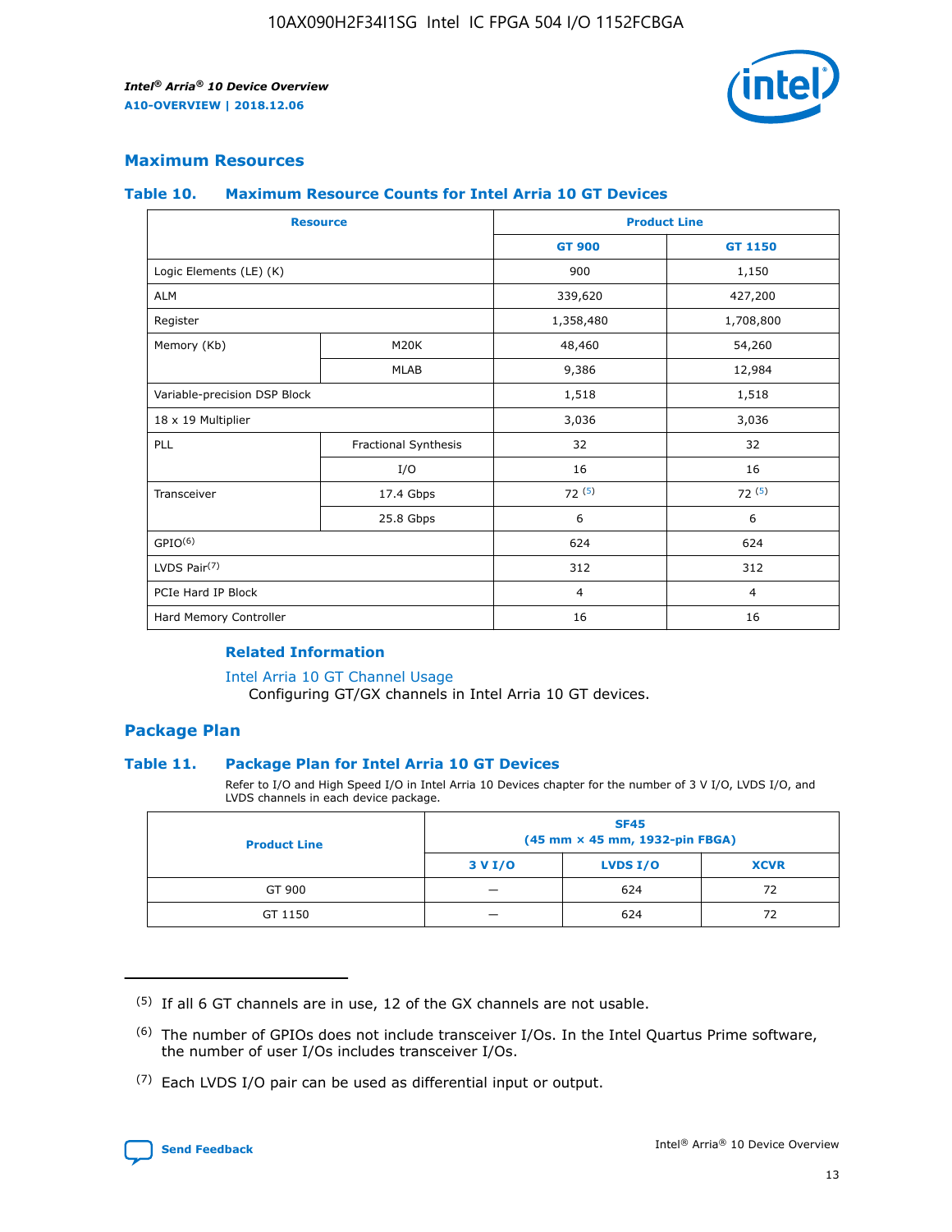## Maximum Resources

### Table 10. Maximum Resource Counts for Intel Arria 10 GT Devices

| Resource | | Product Line | |
|---|---|---|---|
| | | GT 900 | GT 1150 |
| Logic Elements (LE) (K) | | 900 | 1,150 |
| ALM | | 339,620 | 427,200 |
| Register | | 1,358,480 | 1,708,800 |
| Memory (Kb) | M20K | 48,460 | 54,260 |
| | MLAB | 9,386 | 12,984 |
| Variable-precision DSP Block | | 1,518 | 1,518 |
| 18 x 19 Multiplier | | 3,036 | 3,036 |
| PLL | Fractional Synthesis | 32 | 32 |
| | I/O | 16 | 16 |
| Transceiver | 17.4 Gbps | 72 [(5)] | 72 [(5)] |
| | 25.8 Gbps | 6 | 6 |
| GPIO[(6)] | | 624 | 624 |
| LVDS Pair[(7)] | | 312 | 312 |
| PCIe Hard IP Block | | 4 | 4 |
| Hard Memory Controller | | 16 | 16 |

#### Related Information

Intel Arria 10 GT Channel Usage

Configuring GT/GX channels in Intel Arria 10 GT devices.

## Package Plan

### Table 11. Package Plan for Intel Arria 10 GT Devices

Refer to I/O and High Speed I/O in Intel Arria 10 Devices chapter for the number of 3 V I/O, LVDS I/O, and LVDS channels in each device package.

| Product Line | SF45 (45 mm × 45 mm, 1932-pin FBGA) | | |
|---|---|---|---|
| | 3 V I/O | LVDS I/O | XCVR |
| GT 900 | — | 624 | 72 |
| GT 1150 | — | 624 | 72 |

(5) If all 6 GT channels are in use, 12 of the GX channels are not usable.

(6) The number of GPIOs does not include transceiver I/Os. In the Intel Quartus Prime software, the number of user I/Os includes transceiver I/Os.

(7) Each LVDS I/O pair can be used as differential input or output.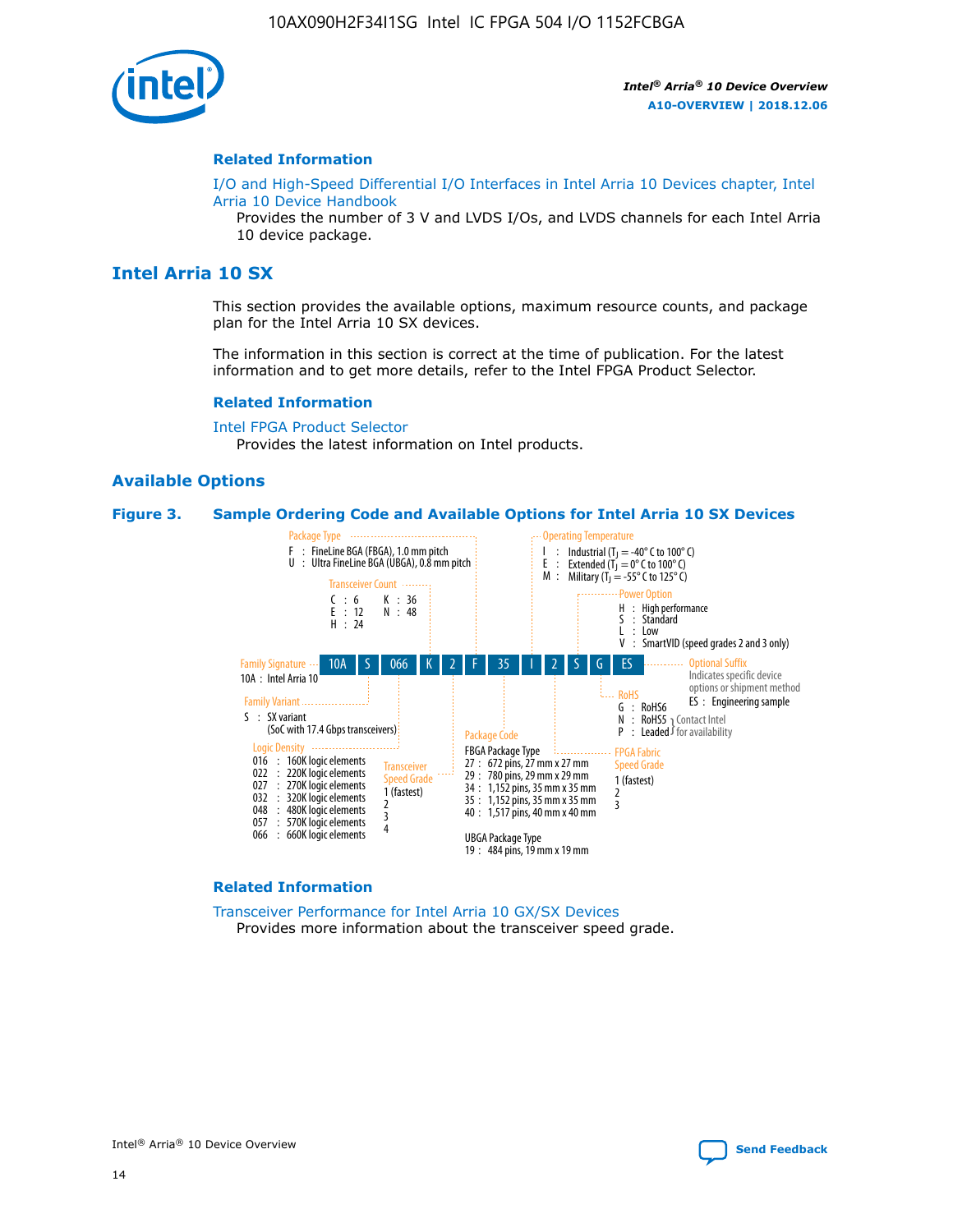## Related Information

I/O and High-Speed Differential I/O Interfaces in Intel Arria 10 Devices chapter, Intel Arria 10 Device Handbook

Provides the number of 3 V and LVDS I/Os, and LVDS channels for each Intel Arria 10 device package.

# Intel Arria 10 SX

This section provides the available options, maximum resource counts, and package plan for the Intel Arria 10 SX devices.

The information in this section is correct at the time of publication. For the latest information and to get more details, refer to the Intel FPGA Product Selector.

## Related Information

Intel FPGA Product Selector

Provides the latest information on Intel products.

## Available Options

**Figure 3. Sample Ordering Code and Available Options for Intel Arria 10 SX Devices**

Sample ordering code: 10A S 066 K 2 F 35 I 2 S G ES

- **Family Signature**: 10A : Intel Arria 10
- **Family Variant**: S : SX variant (SoC with 17.4 Gbps transceivers)
- **Logic Density**:
  - 016 : 160K logic elements
  - 022 : 220K logic elements
  - 027 : 270K logic elements
  - 032 : 320K logic elements
  - 048 : 480K logic elements
  - 057 : 570K logic elements
  - 066 : 660K logic elements
- **Transceiver Count**:
  - C : 6
  - E : 12
  - H : 24
  - K : 36
  - N : 48
- **Transceiver Speed Grade**: 1 (fastest), 2, 3, 4
- **Package Type**:
  - F : FineLine BGA (FBGA), 1.0 mm pitch
  - U : Ultra FineLine BGA (UBGA), 0.8 mm pitch
- **Package Code**:
  - FBGA Package Type
    - 27 : 672 pins, 27 mm x 27 mm
    - 29 : 780 pins, 29 mm x 29 mm
    - 34 : 1,152 pins, 35 mm x 35 mm
    - 35 : 1,152 pins, 35 mm x 35 mm
    - 40 : 1,517 pins, 40 mm x 40 mm
  - UBGA Package Type
    - 19 : 484 pins, 19 mm x 19 mm
- **Operating Temperature**:
  - I : Industrial ($T_J$ = -40° C to 100° C)
  - E : Extended ($T_J$ = 0° C to 100° C)
  - M : Military ($T_J$ = -55° C to 125° C)
- **FPGA Fabric Speed Grade**: 1 (fastest), 2, 3
- **Power Option**:
  - H : High performance
  - S : Standard
  - L : Low
  - V : SmartVID (speed grades 2 and 3 only)
- **RoHS**:
  - G : RoHS6
  - N : RoHS5 (Contact Intel for availability)
  - P : Leaded (Contact Intel for availability)
- **Optional Suffix**: Indicates specific device options or shipment method
  - ES : Engineering sample

## Related Information

Transceiver Performance for Intel Arria 10 GX/SX Devices

Provides more information about the transceiver speed grade.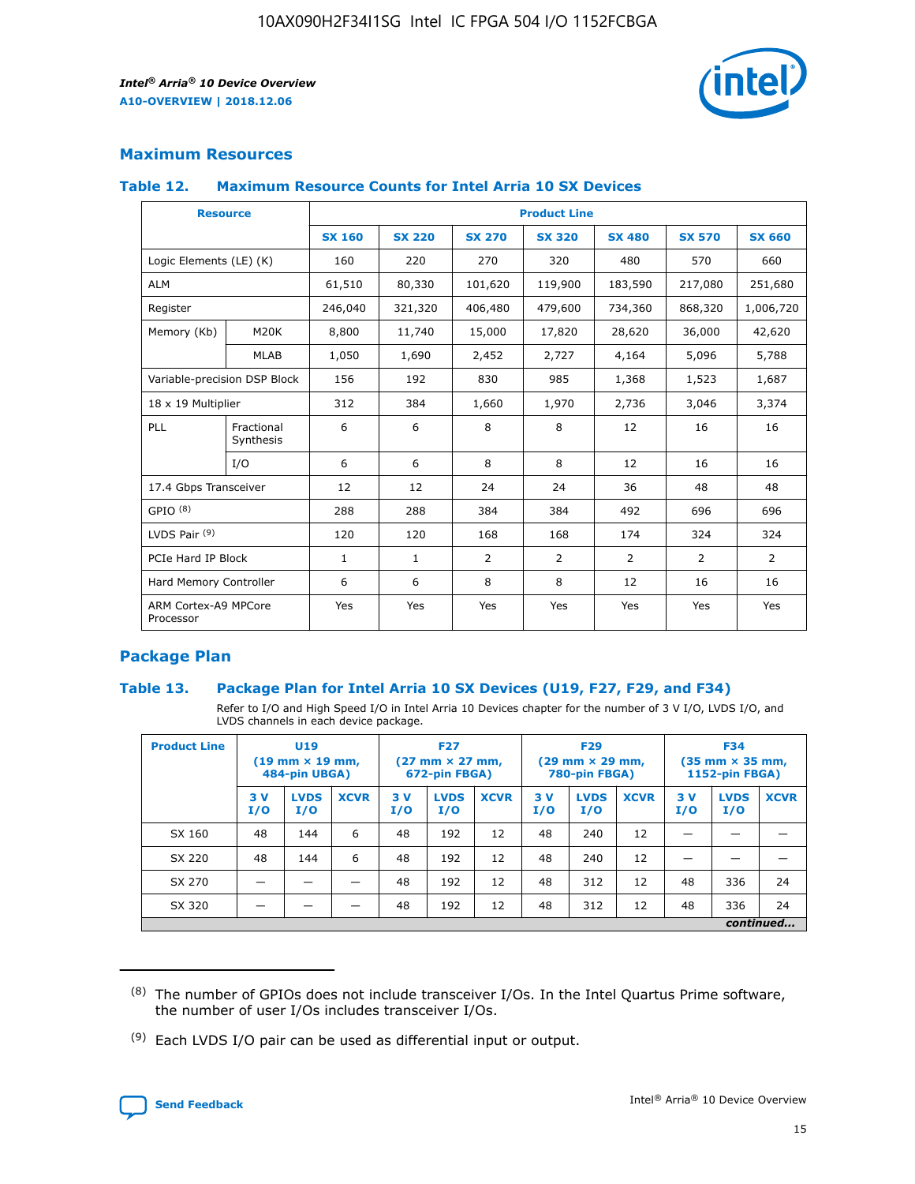## Maximum Resources

### Table 12. Maximum Resource Counts for Intel Arria 10 SX Devices

| Resource | | Product Line | | | | | | |
|---|---|---|---|---|---|---|---|---|
| | | SX 160 | SX 220 | SX 270 | SX 320 | SX 480 | SX 570 | SX 660 |
| Logic Elements (LE) (K) | | 160 | 220 | 270 | 320 | 480 | 570 | 660 |
| ALM | | 61,510 | 80,330 | 101,620 | 119,900 | 183,590 | 217,080 | 251,680 |
| Register | | 246,040 | 321,320 | 406,480 | 479,600 | 734,360 | 868,320 | 1,006,720 |
| Memory (Kb) | M20K | 8,800 | 11,740 | 15,000 | 17,820 | 28,620 | 36,000 | 42,620 |
| | MLAB | 1,050 | 1,690 | 2,452 | 2,727 | 4,164 | 5,096 | 5,788 |
| Variable-precision DSP Block | | 156 | 192 | 830 | 985 | 1,368 | 1,523 | 1,687 |
| 18 x 19 Multiplier | | 312 | 384 | 1,660 | 1,970 | 2,736 | 3,046 | 3,374 |
| PLL | Fractional Synthesis | 6 | 6 | 8 | 8 | 12 | 16 | 16 |
| | I/O | 6 | 6 | 8 | 8 | 12 | 16 | 16 |
| 17.4 Gbps Transceiver | | 12 | 12 | 24 | 24 | 36 | 48 | 48 |
| GPIO [8] | | 288 | 288 | 384 | 384 | 492 | 696 | 696 |
| LVDS Pair [9] | | 120 | 120 | 168 | 168 | 174 | 324 | 324 |
| PCIe Hard IP Block | | 1 | 1 | 2 | 2 | 2 | 2 | 2 |
| Hard Memory Controller | | 6 | 6 | 8 | 8 | 12 | 16 | 16 |
| ARM Cortex-A9 MPCore Processor | | Yes | Yes | Yes | Yes | Yes | Yes | Yes |

## Package Plan

### Table 13. Package Plan for Intel Arria 10 SX Devices (U19, F27, F29, and F34)

Refer to I/O and High Speed I/O in Intel Arria 10 Devices chapter for the number of 3 V I/O, LVDS I/O, and LVDS channels in each device package.

| Product Line | U19 (19 mm × 19 mm, 484-pin UBGA) | | | F27 (27 mm × 27 mm, 672-pin FBGA) | | | F29 (29 mm × 29 mm, 780-pin FBGA) | | | F34 (35 mm × 35 mm, 1152-pin FBGA) | | |
|---|---|---|---|---|---|---|---|---|---|---|---|---|
| | 3 V I/O | LVDS I/O | XCVR | 3 V I/O | LVDS I/O | XCVR | 3 V I/O | LVDS I/O | XCVR | 3 V I/O | LVDS I/O | XCVR |
| SX 160 | 48 | 144 | 6 | 48 | 192 | 12 | 48 | 240 | 12 | — | — | — |
| SX 220 | 48 | 144 | 6 | 48 | 192 | 12 | 48 | 240 | 12 | — | — | — |
| SX 270 | — | — | — | 48 | 192 | 12 | 48 | 312 | 12 | 48 | 336 | 24 |
| SX 320 | — | — | — | 48 | 192 | 12 | 48 | 312 | 12 | 48 | 336 | 24 |

*continued...*

(8) The number of GPIOs does not include transceiver I/Os. In the Intel Quartus Prime software, the number of user I/Os includes transceiver I/Os.

(9) Each LVDS I/O pair can be used as differential input or output.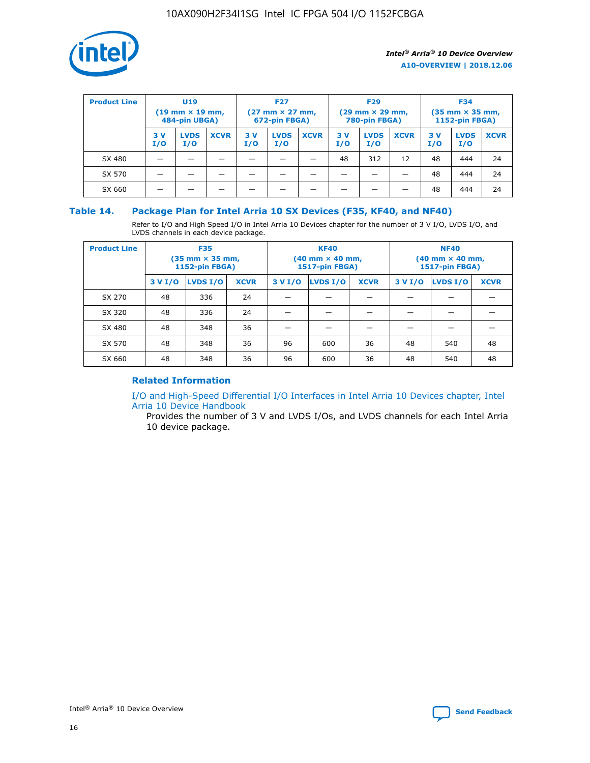| Product Line | U19 (19 mm × 19 mm, 484-pin UBGA) | | | F27 (27 mm × 27 mm, 672-pin FBGA) | | | F29 (29 mm × 29 mm, 780-pin FBGA) | | | F34 (35 mm × 35 mm, 1152-pin FBGA) | | |
|---|---|---|---|---|---|---|---|---|---|---|---|---|
| | 3 V I/O | LVDS I/O | XCVR | 3 V I/O | LVDS I/O | XCVR | 3 V I/O | LVDS I/O | XCVR | 3 V I/O | LVDS I/O | XCVR |
| SX 480 | — | — | — | — | — | — | 48 | 312 | 12 | 48 | 444 | 24 |
| SX 570 | — | — | — | — | — | — | — | — | — | 48 | 444 | 24 |
| SX 660 | — | — | — | — | — | — | — | — | — | 48 | 444 | 24 |

## Table 14. Package Plan for Intel Arria 10 SX Devices (F35, KF40, and NF40)

Refer to I/O and High Speed I/O in Intel Arria 10 Devices chapter for the number of 3 V I/O, LVDS I/O, and LVDS channels in each device package.

| Product Line | F35 (35 mm × 35 mm, 1152-pin FBGA) | | | KF40 (40 mm × 40 mm, 1517-pin FBGA) | | | NF40 (40 mm × 40 mm, 1517-pin FBGA) | | |
|---|---|---|---|---|---|---|---|---|---|
| | 3 V I/O | LVDS I/O | XCVR | 3 V I/O | LVDS I/O | XCVR | 3 V I/O | LVDS I/O | XCVR |
| SX 270 | 48 | 336 | 24 | — | — | — | — | — | — |
| SX 320 | 48 | 336 | 24 | — | — | — | — | — | — |
| SX 480 | 48 | 348 | 36 | — | — | — | — | — | — |
| SX 570 | 48 | 348 | 36 | 96 | 600 | 36 | 48 | 540 | 48 |
| SX 660 | 48 | 348 | 36 | 96 | 600 | 36 | 48 | 540 | 48 |

### Related Information

I/O and High-Speed Differential I/O Interfaces in Intel Arria 10 Devices chapter, Intel Arria 10 Device Handbook

Provides the number of 3 V and LVDS I/Os, and LVDS channels for each Intel Arria 10 device package.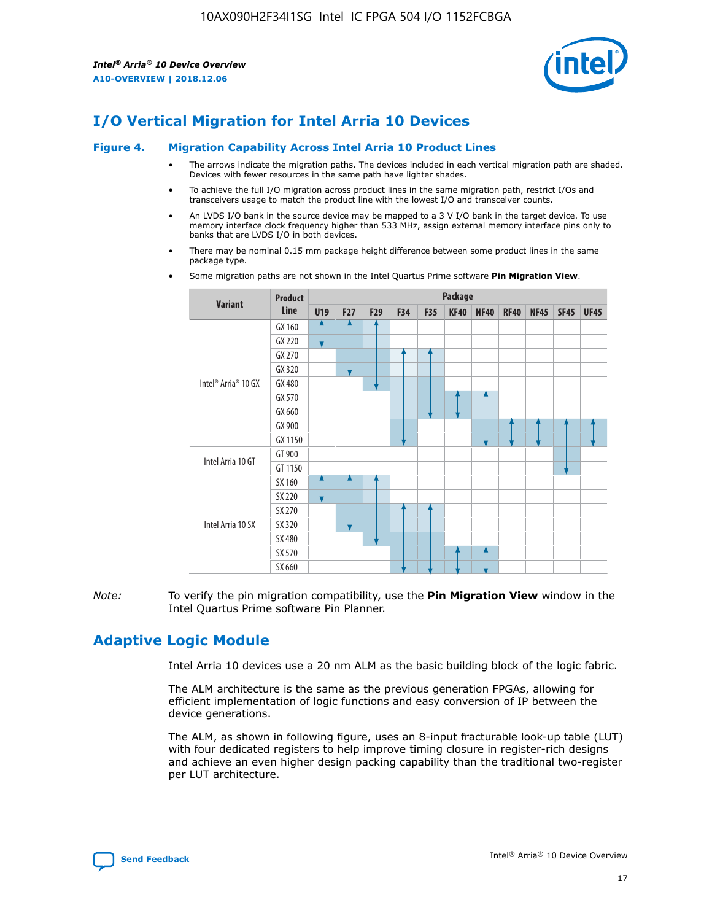## I/O Vertical Migration for Intel Arria 10 Devices

### Figure 4. Migration Capability Across Intel Arria 10 Product Lines

- The arrows indicate the migration paths. The devices included in each vertical migration path are shaded. Devices with fewer resources in the same path have lighter shades.
- To achieve the full I/O migration across product lines in the same migration path, restrict I/Os and transceivers usage to match the product line with the lowest I/O and transceiver counts.
- An LVDS I/O bank in the source device may be mapped to a 3 V I/O bank in the target device. To use memory interface clock frequency higher than 533 MHz, assign external memory interface pins only to banks that are LVDS I/O in both devices.
- There may be nominal 0.15 mm package height difference between some product lines in the same package type.
- Some migration paths are not shown in the Intel Quartus Prime software **Pin Migration View**.

| Variant | Product Line | U19 | F27 | F29 | F34 | F35 | KF40 | NF40 | RF40 | NF45 | SF45 | UF45 |
|---|---|---|---|---|---|---|---|---|---|---|---|---|
| Intel® Arria® 10 GX | GX 160 | | | | | | | | | | | |
| | GX 220 | | | | | | | | | | | |
| | GX 270 | | | | | | | | | | | |
| | GX 320 | | | | | | | | | | | |
| | GX 480 | | | | | | | | | | | |
| | GX 570 | | | | | | | | | | | |
| | GX 660 | | | | | | | | | | | |
| | GX 900 | | | | | | | | | | | |
| | GX 1150 | | | | | | | | | | | |
| Intel Arria 10 GT | GT 900 | | | | | | | | | | | |
| | GT 1150 | | | | | | | | | | | |
| Intel Arria 10 SX | SX 160 | | | | | | | | | | | |
| | SX 220 | | | | | | | | | | | |
| | SX 270 | | | | | | | | | | | |
| | SX 320 | | | | | | | | | | | |
| | SX 480 | | | | | | | | | | | |
| | SX 570 | | | | | | | | | | | |
| | SX 660 | | | | | | | | | | | |

*Note:* To verify the pin migration compatibility, use the **Pin Migration View** window in the Intel Quartus Prime software Pin Planner.

## Adaptive Logic Module

Intel Arria 10 devices use a 20 nm ALM as the basic building block of the logic fabric.

The ALM architecture is the same as the previous generation FPGAs, allowing for efficient implementation of logic functions and easy conversion of IP between the device generations.

The ALM, as shown in following figure, uses an 8-input fracturable look-up table (LUT) with four dedicated registers to help improve timing closure in register-rich designs and achieve an even higher design packing capability than the traditional two-register per LUT architecture.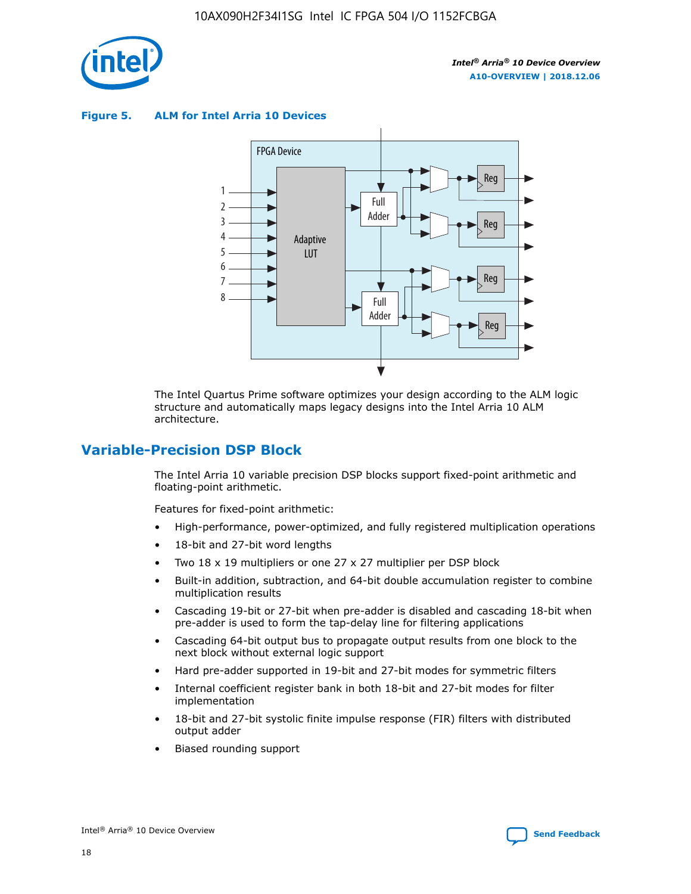**Figure 5. ALM for Intel Arria 10 Devices**

The Intel Quartus Prime software optimizes your design according to the ALM logic structure and automatically maps legacy designs into the Intel Arria 10 ALM architecture.

## Variable-Precision DSP Block

The Intel Arria 10 variable precision DSP blocks support fixed-point arithmetic and floating-point arithmetic.

Features for fixed-point arithmetic:

- High-performance, power-optimized, and fully registered multiplication operations
- 18-bit and 27-bit word lengths
- Two 18 x 19 multipliers or one 27 x 27 multiplier per DSP block
- Built-in addition, subtraction, and 64-bit double accumulation register to combine multiplication results
- Cascading 19-bit or 27-bit when pre-adder is disabled and cascading 18-bit when pre-adder is used to form the tap-delay line for filtering applications
- Cascading 64-bit output bus to propagate output results from one block to the next block without external logic support
- Hard pre-adder supported in 19-bit and 27-bit modes for symmetric filters
- Internal coefficient register bank in both 18-bit and 27-bit modes for filter implementation
- 18-bit and 27-bit systolic finite impulse response (FIR) filters with distributed output adder
- Biased rounding support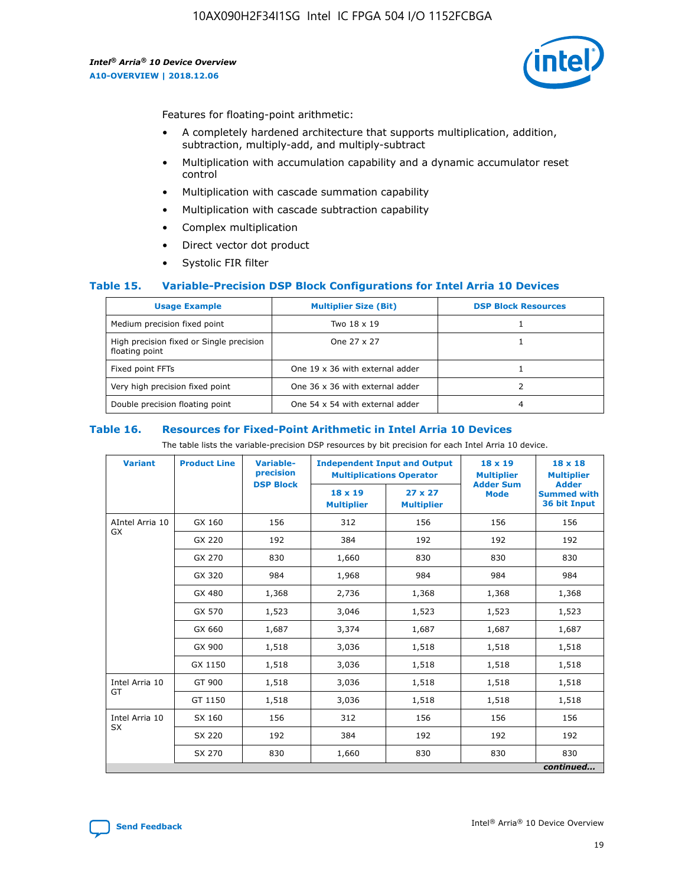Features for floating-point arithmetic:

- A completely hardened architecture that supports multiplication, addition, subtraction, multiply-add, and multiply-subtract
- Multiplication with accumulation capability and a dynamic accumulator reset control
- Multiplication with cascade summation capability
- Multiplication with cascade subtraction capability
- Complex multiplication
- Direct vector dot product
- Systolic FIR filter

### Table 15. Variable-Precision DSP Block Configurations for Intel Arria 10 Devices

| Usage Example | Multiplier Size (Bit) | DSP Block Resources |
|---|---|---|
| Medium precision fixed point | Two 18 x 19 | 1 |
| High precision fixed or Single precision floating point | One 27 x 27 | 1 |
| Fixed point FFTs | One 19 x 36 with external adder | 1 |
| Very high precision fixed point | One 36 x 36 with external adder | 2 |
| Double precision floating point | One 54 x 54 with external adder | 4 |

### Table 16. Resources for Fixed-Point Arithmetic in Intel Arria 10 Devices

The table lists the variable-precision DSP resources by bit precision for each Intel Arria 10 device.

| Variant | Product Line | Variable-precision DSP Block | Independent Input and Output Multiplications Operator | | 18 x 19 Multiplier Adder Sum Mode | 18 x 18 Multiplier Adder Summed with 36 bit Input |
|---|---|---|---|---|---|---|
| | | | 18 x 19 Multiplier | 27 x 27 Multiplier | | |
| AIntel Arria 10 GX | GX 160 | 156 | 312 | 156 | 156 | 156 |
| | GX 220 | 192 | 384 | 192 | 192 | 192 |
| | GX 270 | 830 | 1,660 | 830 | 830 | 830 |
| | GX 320 | 984 | 1,968 | 984 | 984 | 984 |
| | GX 480 | 1,368 | 2,736 | 1,368 | 1,368 | 1,368 |
| | GX 570 | 1,523 | 3,046 | 1,523 | 1,523 | 1,523 |
| | GX 660 | 1,687 | 3,374 | 1,687 | 1,687 | 1,687 |
| | GX 900 | 1,518 | 3,036 | 1,518 | 1,518 | 1,518 |
| | GX 1150 | 1,518 | 3,036 | 1,518 | 1,518 | 1,518 |
| Intel Arria 10 GT | GT 900 | 1,518 | 3,036 | 1,518 | 1,518 | 1,518 |
| | GT 1150 | 1,518 | 3,036 | 1,518 | 1,518 | 1,518 |
| Intel Arria 10 SX | SX 160 | 156 | 312 | 156 | 156 | 156 |
| | SX 220 | 192 | 384 | 192 | 192 | 192 |
| | SX 270 | 830 | 1,660 | 830 | 830 | 830 |

*continued...*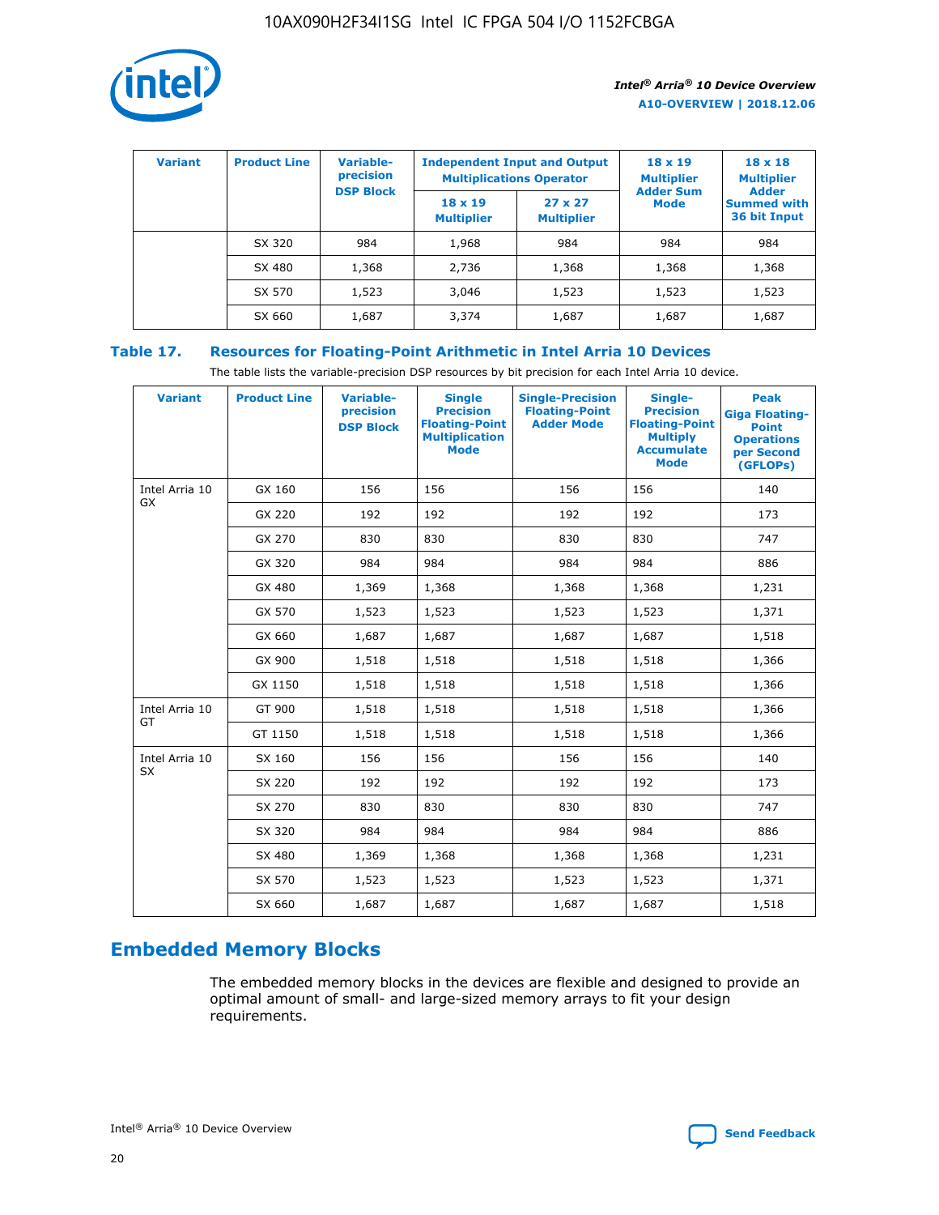| Variant | Product Line | Variable-precision DSP Block | Independent Input and Output Multiplications Operator | | 18 x 19 Multiplier Adder Sum Mode | 18 x 18 Multiplier Adder Summed with 36 bit Input |
|---|---|---|---|---|---|---|
| | | | 18 x 19 Multiplier | 27 x 27 Multiplier | | |
| | SX 320 | 984 | 1,968 | 984 | 984 | 984 |
| | SX 480 | 1,368 | 2,736 | 1,368 | 1,368 | 1,368 |
| | SX 570 | 1,523 | 3,046 | 1,523 | 1,523 | 1,523 |
| | SX 660 | 1,687 | 3,374 | 1,687 | 1,687 | 1,687 |

## Table 17. Resources for Floating-Point Arithmetic in Intel Arria 10 Devices

The table lists the variable-precision DSP resources by bit precision for each Intel Arria 10 device.

| Variant | Product Line | Variable-precision DSP Block | Single Precision Floating-Point Multiplication Mode | Single-Precision Floating-Point Adder Mode | Single-Precision Floating-Point Multiply Accumulate Mode | Peak Giga Floating-Point Operations per Second (GFLOPs) |
|---|---|---|---|---|---|---|
| Intel Arria 10 GX | GX 160 | 156 | 156 | 156 | 156 | 140 |
| | GX 220 | 192 | 192 | 192 | 192 | 173 |
| | GX 270 | 830 | 830 | 830 | 830 | 747 |
| | GX 320 | 984 | 984 | 984 | 984 | 886 |
| | GX 480 | 1,369 | 1,368 | 1,368 | 1,368 | 1,231 |
| | GX 570 | 1,523 | 1,523 | 1,523 | 1,523 | 1,371 |
| | GX 660 | 1,687 | 1,687 | 1,687 | 1,687 | 1,518 |
| | GX 900 | 1,518 | 1,518 | 1,518 | 1,518 | 1,366 |
| | GX 1150 | 1,518 | 1,518 | 1,518 | 1,518 | 1,366 |
| Intel Arria 10 GT | GT 900 | 1,518 | 1,518 | 1,518 | 1,518 | 1,366 |
| | GT 1150 | 1,518 | 1,518 | 1,518 | 1,518 | 1,366 |
| Intel Arria 10 SX | SX 160 | 156 | 156 | 156 | 156 | 140 |
| | SX 220 | 192 | 192 | 192 | 192 | 173 |
| | SX 270 | 830 | 830 | 830 | 830 | 747 |
| | SX 320 | 984 | 984 | 984 | 984 | 886 |
| | SX 480 | 1,369 | 1,368 | 1,368 | 1,368 | 1,231 |
| | SX 570 | 1,523 | 1,523 | 1,523 | 1,523 | 1,371 |
| | SX 660 | 1,687 | 1,687 | 1,687 | 1,687 | 1,518 |

# Embedded Memory Blocks

The embedded memory blocks in the devices are flexible and designed to provide an optimal amount of small- and large-sized memory arrays to fit your design requirements.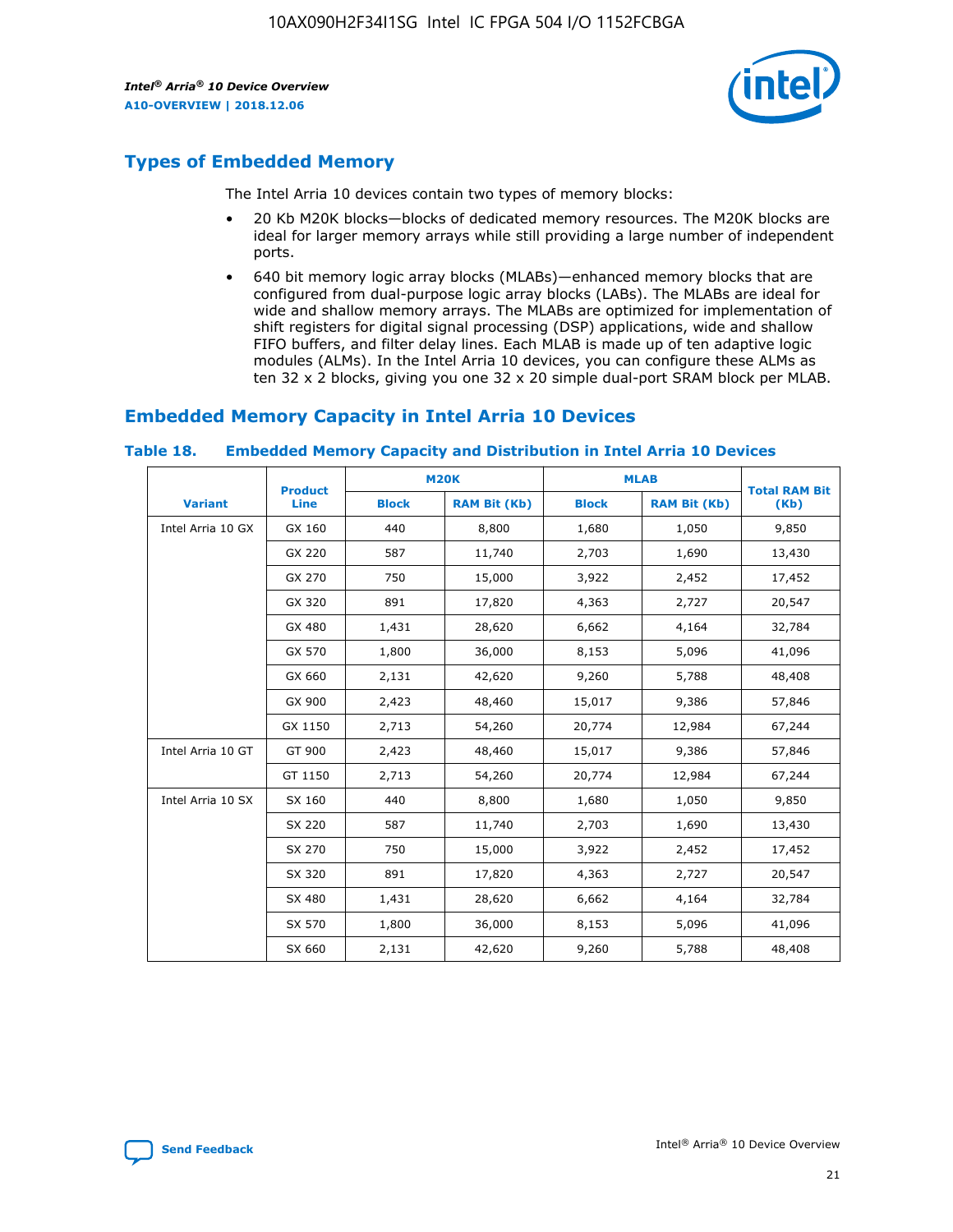## Types of Embedded Memory

The Intel Arria 10 devices contain two types of memory blocks:

- 20 Kb M20K blocks—blocks of dedicated memory resources. The M20K blocks are ideal for larger memory arrays while still providing a large number of independent ports.
- 640 bit memory logic array blocks (MLABs)—enhanced memory blocks that are configured from dual-purpose logic array blocks (LABs). The MLABs are ideal for wide and shallow memory arrays. The MLABs are optimized for implementation of shift registers for digital signal processing (DSP) applications, wide and shallow FIFO buffers, and filter delay lines. Each MLAB is made up of ten adaptive logic modules (ALMs). In the Intel Arria 10 devices, you can configure these ALMs as ten 32 x 2 blocks, giving you one 32 x 20 simple dual-port SRAM block per MLAB.

## Embedded Memory Capacity in Intel Arria 10 Devices

**Table 18. Embedded Memory Capacity and Distribution in Intel Arria 10 Devices**

| Variant | Product Line | M20K | | MLAB | | Total RAM Bit (Kb) |
|---|---|---|---|---|---|---|
| | | Block | RAM Bit (Kb) | Block | RAM Bit (Kb) | |
| Intel Arria 10 GX | GX 160 | 440 | 8,800 | 1,680 | 1,050 | 9,850 |
| | GX 220 | 587 | 11,740 | 2,703 | 1,690 | 13,430 |
| | GX 270 | 750 | 15,000 | 3,922 | 2,452 | 17,452 |
| | GX 320 | 891 | 17,820 | 4,363 | 2,727 | 20,547 |
| | GX 480 | 1,431 | 28,620 | 6,662 | 4,164 | 32,784 |
| | GX 570 | 1,800 | 36,000 | 8,153 | 5,096 | 41,096 |
| | GX 660 | 2,131 | 42,620 | 9,260 | 5,788 | 48,408 |
| | GX 900 | 2,423 | 48,460 | 15,017 | 9,386 | 57,846 |
| | GX 1150 | 2,713 | 54,260 | 20,774 | 12,984 | 67,244 |
| Intel Arria 10 GT | GT 900 | 2,423 | 48,460 | 15,017 | 9,386 | 57,846 |
| | GT 1150 | 2,713 | 54,260 | 20,774 | 12,984 | 67,244 |
| Intel Arria 10 SX | SX 160 | 440 | 8,800 | 1,680 | 1,050 | 9,850 |
| | SX 220 | 587 | 11,740 | 2,703 | 1,690 | 13,430 |
| | SX 270 | 750 | 15,000 | 3,922 | 2,452 | 17,452 |
| | SX 320 | 891 | 17,820 | 4,363 | 2,727 | 20,547 |
| | SX 480 | 1,431 | 28,620 | 6,662 | 4,164 | 32,784 |
| | SX 570 | 1,800 | 36,000 | 8,153 | 5,096 | 41,096 |
| | SX 660 | 2,131 | 42,620 | 9,260 | 5,788 | 48,408 |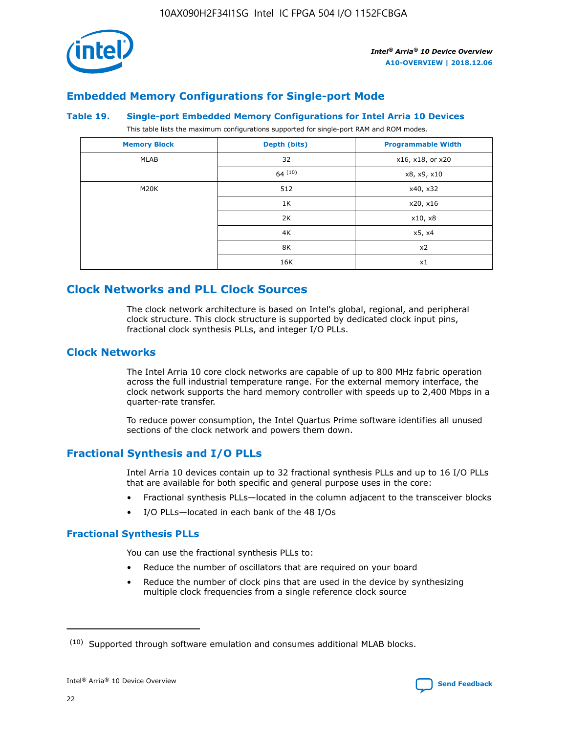## Embedded Memory Configurations for Single-port Mode

### Table 19. Single-port Embedded Memory Configurations for Intel Arria 10 Devices

This table lists the maximum configurations supported for single-port RAM and ROM modes.

| Memory Block | Depth (bits) | Programmable Width |
|---|---|---|
| MLAB | 32 | x16, x18, or x20 |
| | 64 [(10)] | x8, x9, x10 |
| M20K | 512 | x40, x32 |
| | 1K | x20, x16 |
| | 2K | x10, x8 |
| | 4K | x5, x4 |
| | 8K | x2 |
| | 16K | x1 |

# Clock Networks and PLL Clock Sources

The clock network architecture is based on Intel's global, regional, and peripheral clock structure. This clock structure is supported by dedicated clock input pins, fractional clock synthesis PLLs, and integer I/O PLLs.

## Clock Networks

The Intel Arria 10 core clock networks are capable of up to 800 MHz fabric operation across the full industrial temperature range. For the external memory interface, the clock network supports the hard memory controller with speeds up to 2,400 Mbps in a quarter-rate transfer.

To reduce power consumption, the Intel Quartus Prime software identifies all unused sections of the clock network and powers them down.

## Fractional Synthesis and I/O PLLs

Intel Arria 10 devices contain up to 32 fractional synthesis PLLs and up to 16 I/O PLLs that are available for both specific and general purpose uses in the core:

- Fractional synthesis PLLs—located in the column adjacent to the transceiver blocks
- I/O PLLs—located in each bank of the 48 I/Os

### Fractional Synthesis PLLs

You can use the fractional synthesis PLLs to:

- Reduce the number of oscillators that are required on your board
- Reduce the number of clock pins that are used in the device by synthesizing multiple clock frequencies from a single reference clock source

(10) Supported through software emulation and consumes additional MLAB blocks.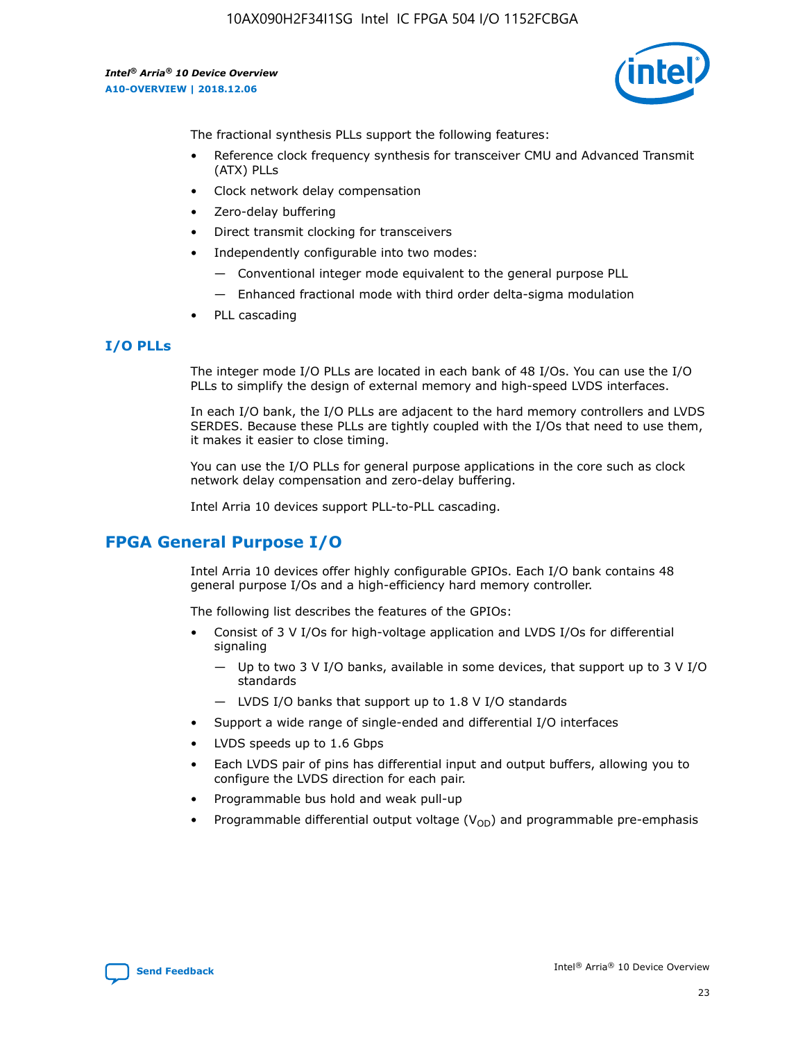The fractional synthesis PLLs support the following features:

- Reference clock frequency synthesis for transceiver CMU and Advanced Transmit (ATX) PLLs
- Clock network delay compensation
- Zero-delay buffering
- Direct transmit clocking for transceivers
- Independently configurable into two modes:
  - — Conventional integer mode equivalent to the general purpose PLL
  - — Enhanced fractional mode with third order delta-sigma modulation
- PLL cascading

### I/O PLLs

The integer mode I/O PLLs are located in each bank of 48 I/Os. You can use the I/O PLLs to simplify the design of external memory and high-speed LVDS interfaces.

In each I/O bank, the I/O PLLs are adjacent to the hard memory controllers and LVDS SERDES. Because these PLLs are tightly coupled with the I/Os that need to use them, it makes it easier to close timing.

You can use the I/O PLLs for general purpose applications in the core such as clock network delay compensation and zero-delay buffering.

Intel Arria 10 devices support PLL-to-PLL cascading.

## FPGA General Purpose I/O

Intel Arria 10 devices offer highly configurable GPIOs. Each I/O bank contains 48 general purpose I/Os and a high-efficiency hard memory controller.

The following list describes the features of the GPIOs:

- Consist of 3 V I/Os for high-voltage application and LVDS I/Os for differential signaling
  - — Up to two 3 V I/O banks, available in some devices, that support up to 3 V I/O standards
  - — LVDS I/O banks that support up to 1.8 V I/O standards
- Support a wide range of single-ended and differential I/O interfaces
- LVDS speeds up to 1.6 Gbps
- Each LVDS pair of pins has differential input and output buffers, allowing you to configure the LVDS direction for each pair.
- Programmable bus hold and weak pull-up
- Programmable differential output voltage ($V_{OD}$) and programmable pre-emphasis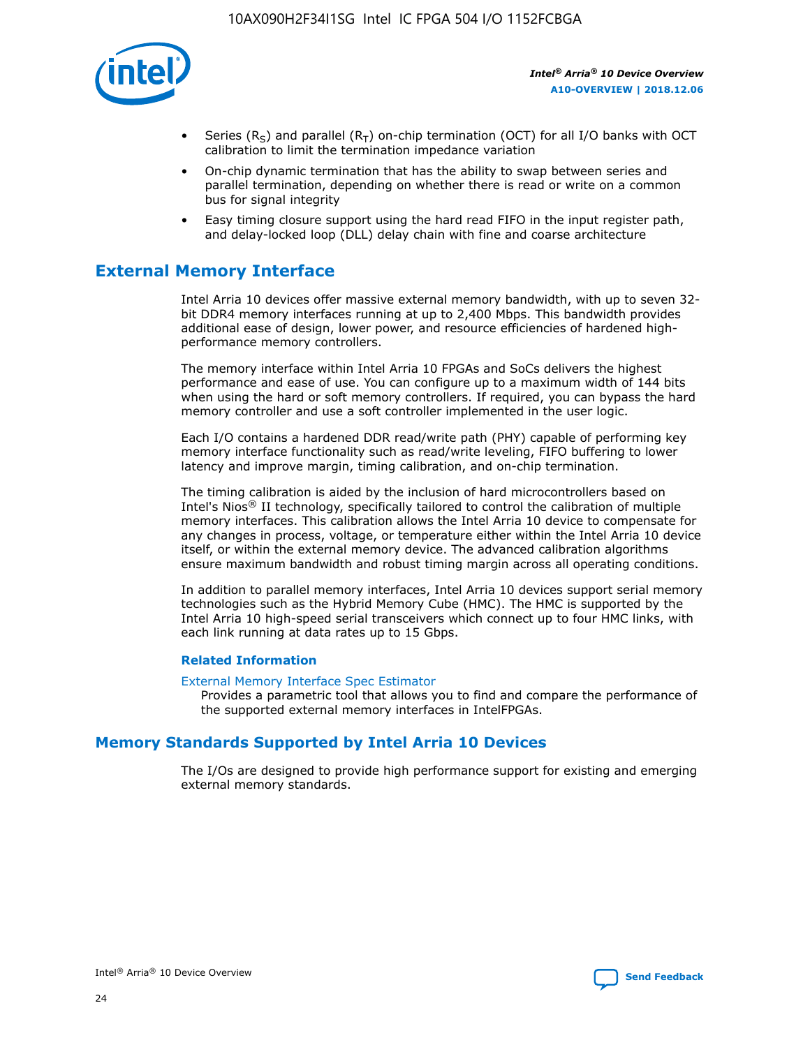- Series ($R_S$) and parallel ($R_T$) on-chip termination (OCT) for all I/O banks with OCT calibration to limit the termination impedance variation
- On-chip dynamic termination that has the ability to swap between series and parallel termination, depending on whether there is read or write on a common bus for signal integrity
- Easy timing closure support using the hard read FIFO in the input register path, and delay-locked loop (DLL) delay chain with fine and coarse architecture

## External Memory Interface

Intel Arria 10 devices offer massive external memory bandwidth, with up to seven 32-bit DDR4 memory interfaces running at up to 2,400 Mbps. This bandwidth provides additional ease of design, lower power, and resource efficiencies of hardened high-performance memory controllers.

The memory interface within Intel Arria 10 FPGAs and SoCs delivers the highest performance and ease of use. You can configure up to a maximum width of 144 bits when using the hard or soft memory controllers. If required, you can bypass the hard memory controller and use a soft controller implemented in the user logic.

Each I/O contains a hardened DDR read/write path (PHY) capable of performing key memory interface functionality such as read/write leveling, FIFO buffering to lower latency and improve margin, timing calibration, and on-chip termination.

The timing calibration is aided by the inclusion of hard microcontrollers based on Intel's Nios® II technology, specifically tailored to control the calibration of multiple memory interfaces. This calibration allows the Intel Arria 10 device to compensate for any changes in process, voltage, or temperature either within the Intel Arria 10 device itself, or within the external memory device. The advanced calibration algorithms ensure maximum bandwidth and robust timing margin across all operating conditions.

In addition to parallel memory interfaces, Intel Arria 10 devices support serial memory technologies such as the Hybrid Memory Cube (HMC). The HMC is supported by the Intel Arria 10 high-speed serial transceivers which connect up to four HMC links, with each link running at data rates up to 15 Gbps.

#### Related Information

External Memory Interface Spec Estimator
: Provides a parametric tool that allows you to find and compare the performance of the supported external memory interfaces in IntelFPGAs.

## Memory Standards Supported by Intel Arria 10 Devices

The I/Os are designed to provide high performance support for existing and emerging external memory standards.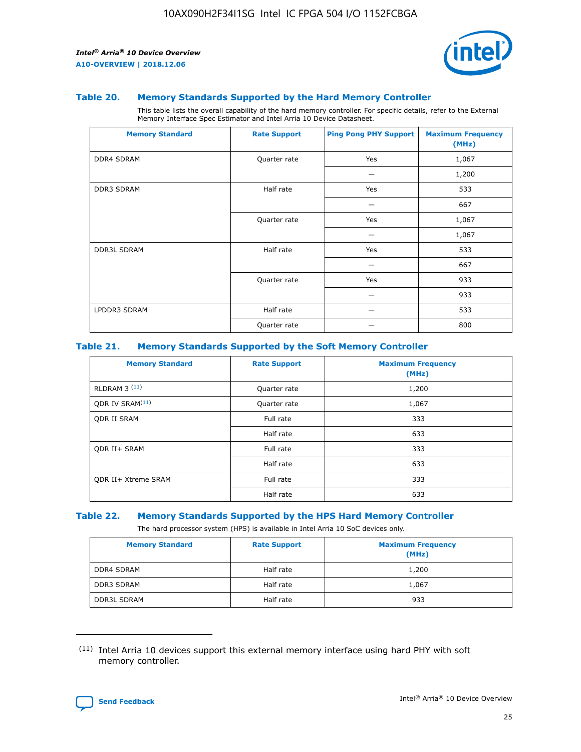### Table 20. Memory Standards Supported by the Hard Memory Controller

This table lists the overall capability of the hard memory controller. For specific details, refer to the External Memory Interface Spec Estimator and Intel Arria 10 Device Datasheet.

| Memory Standard | Rate Support | Ping Pong PHY Support | Maximum Frequency (MHz) |
|---|---|---|---|
| DDR4 SDRAM | Quarter rate | Yes | 1,067 |
| | | — | 1,200 |
| DDR3 SDRAM | Half rate | Yes | 533 |
| | | — | 667 |
| | Quarter rate | Yes | 1,067 |
| | | — | 1,067 |
| DDR3L SDRAM | Half rate | Yes | 533 |
| | | — | 667 |
| | Quarter rate | Yes | 933 |
| | | — | 933 |
| LPDDR3 SDRAM | Half rate | — | 533 |
| | Quarter rate | — | 800 |

### Table 21. Memory Standards Supported by the Soft Memory Controller

| Memory Standard | Rate Support | Maximum Frequency (MHz) |
|---|---|---|
| RLDRAM 3 (11) | Quarter rate | 1,200 |
| QDR IV SRAM(11) | Quarter rate | 1,067 |
| QDR II SRAM | Full rate | 333 |
| | Half rate | 633 |
| QDR II+ SRAM | Full rate | 333 |
| | Half rate | 633 |
| QDR II+ Xtreme SRAM | Full rate | 333 |
| | Half rate | 633 |

### Table 22. Memory Standards Supported by the HPS Hard Memory Controller

The hard processor system (HPS) is available in Intel Arria 10 SoC devices only.

| Memory Standard | Rate Support | Maximum Frequency (MHz) |
|---|---|---|
| DDR4 SDRAM | Half rate | 1,200 |
| DDR3 SDRAM | Half rate | 1,067 |
| DDR3L SDRAM | Half rate | 933 |

(11) Intel Arria 10 devices support this external memory interface using hard PHY with soft memory controller.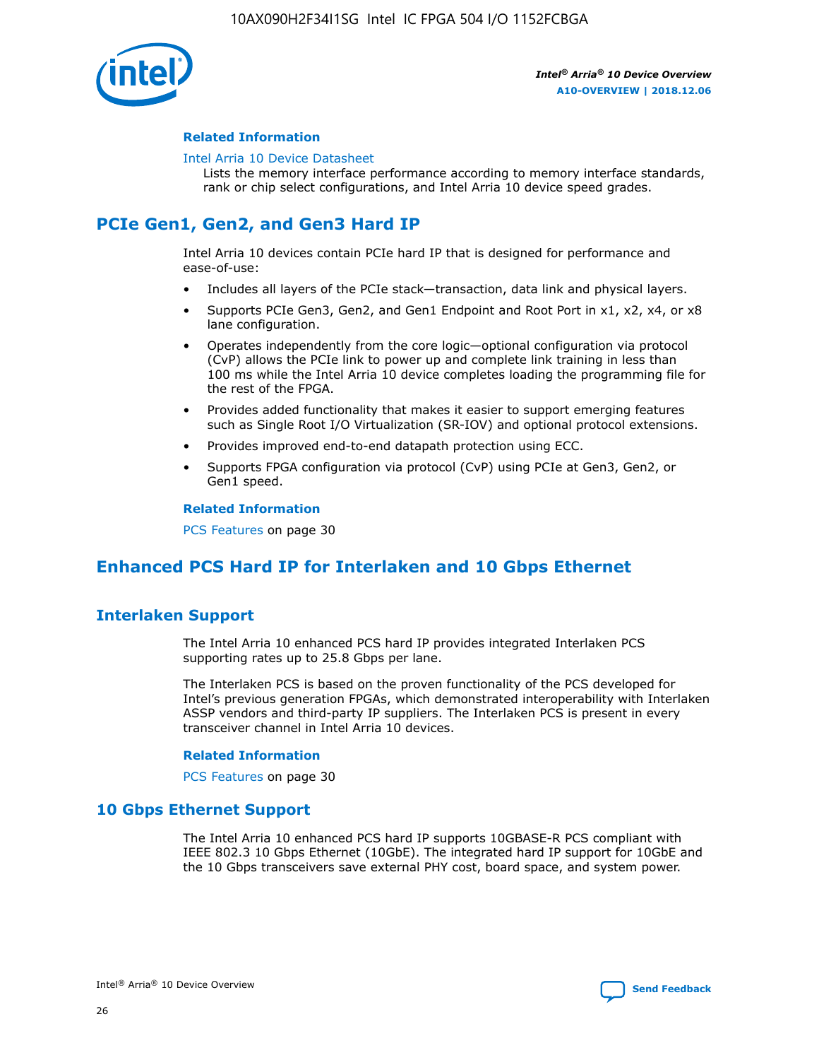#### Related Information

Intel Arria 10 Device Datasheet
Lists the memory interface performance according to memory interface standards, rank or chip select configurations, and Intel Arria 10 device speed grades.

## PCIe Gen1, Gen2, and Gen3 Hard IP

Intel Arria 10 devices contain PCIe hard IP that is designed for performance and ease-of-use:

- Includes all layers of the PCIe stack—transaction, data link and physical layers.
- Supports PCIe Gen3, Gen2, and Gen1 Endpoint and Root Port in x1, x2, x4, or x8 lane configuration.
- Operates independently from the core logic—optional configuration via protocol (CvP) allows the PCIe link to power up and complete link training in less than 100 ms while the Intel Arria 10 device completes loading the programming file for the rest of the FPGA.
- Provides added functionality that makes it easier to support emerging features such as Single Root I/O Virtualization (SR-IOV) and optional protocol extensions.
- Provides improved end-to-end datapath protection using ECC.
- Supports FPGA configuration via protocol (CvP) using PCIe at Gen3, Gen2, or Gen1 speed.

#### Related Information

PCS Features on page 30

## Enhanced PCS Hard IP for Interlaken and 10 Gbps Ethernet

### Interlaken Support

The Intel Arria 10 enhanced PCS hard IP provides integrated Interlaken PCS supporting rates up to 25.8 Gbps per lane.

The Interlaken PCS is based on the proven functionality of the PCS developed for Intel's previous generation FPGAs, which demonstrated interoperability with Interlaken ASSP vendors and third-party IP suppliers. The Interlaken PCS is present in every transceiver channel in Intel Arria 10 devices.

#### Related Information

PCS Features on page 30

### 10 Gbps Ethernet Support

The Intel Arria 10 enhanced PCS hard IP supports 10GBASE-R PCS compliant with IEEE 802.3 10 Gbps Ethernet (10GbE). The integrated hard IP support for 10GbE and the 10 Gbps transceivers save external PHY cost, board space, and system power.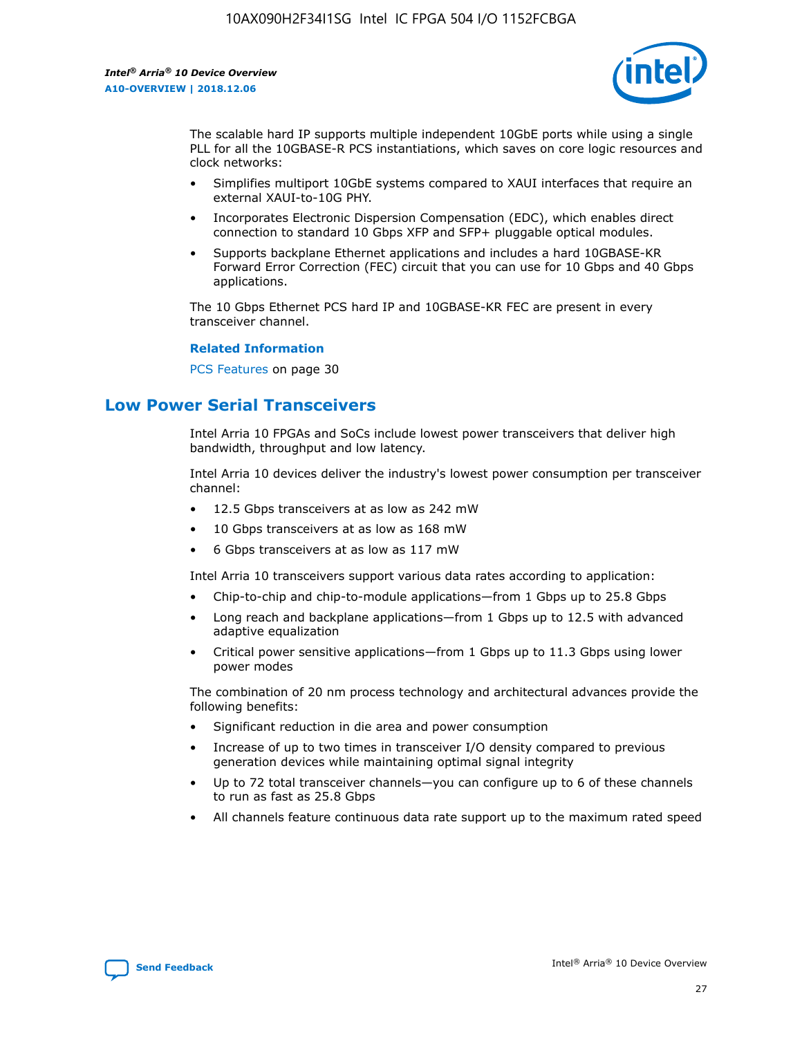The scalable hard IP supports multiple independent 10GbE ports while using a single PLL for all the 10GBASE-R PCS instantiations, which saves on core logic resources and clock networks:

- Simplifies multiport 10GbE systems compared to XAUI interfaces that require an external XAUI-to-10G PHY.
- Incorporates Electronic Dispersion Compensation (EDC), which enables direct connection to standard 10 Gbps XFP and SFP+ pluggable optical modules.
- Supports backplane Ethernet applications and includes a hard 10GBASE-KR Forward Error Correction (FEC) circuit that you can use for 10 Gbps and 40 Gbps applications.

The 10 Gbps Ethernet PCS hard IP and 10GBASE-KR FEC are present in every transceiver channel.

**Related Information**

PCS Features on page 30

## Low Power Serial Transceivers

Intel Arria 10 FPGAs and SoCs include lowest power transceivers that deliver high bandwidth, throughput and low latency.

Intel Arria 10 devices deliver the industry's lowest power consumption per transceiver channel:

- 12.5 Gbps transceivers at as low as 242 mW
- 10 Gbps transceivers at as low as 168 mW
- 6 Gbps transceivers at as low as 117 mW

Intel Arria 10 transceivers support various data rates according to application:

- Chip-to-chip and chip-to-module applications—from 1 Gbps up to 25.8 Gbps
- Long reach and backplane applications—from 1 Gbps up to 12.5 with advanced adaptive equalization
- Critical power sensitive applications—from 1 Gbps up to 11.3 Gbps using lower power modes

The combination of 20 nm process technology and architectural advances provide the following benefits:

- Significant reduction in die area and power consumption
- Increase of up to two times in transceiver I/O density compared to previous generation devices while maintaining optimal signal integrity
- Up to 72 total transceiver channels—you can configure up to 6 of these channels to run as fast as 25.8 Gbps
- All channels feature continuous data rate support up to the maximum rated speed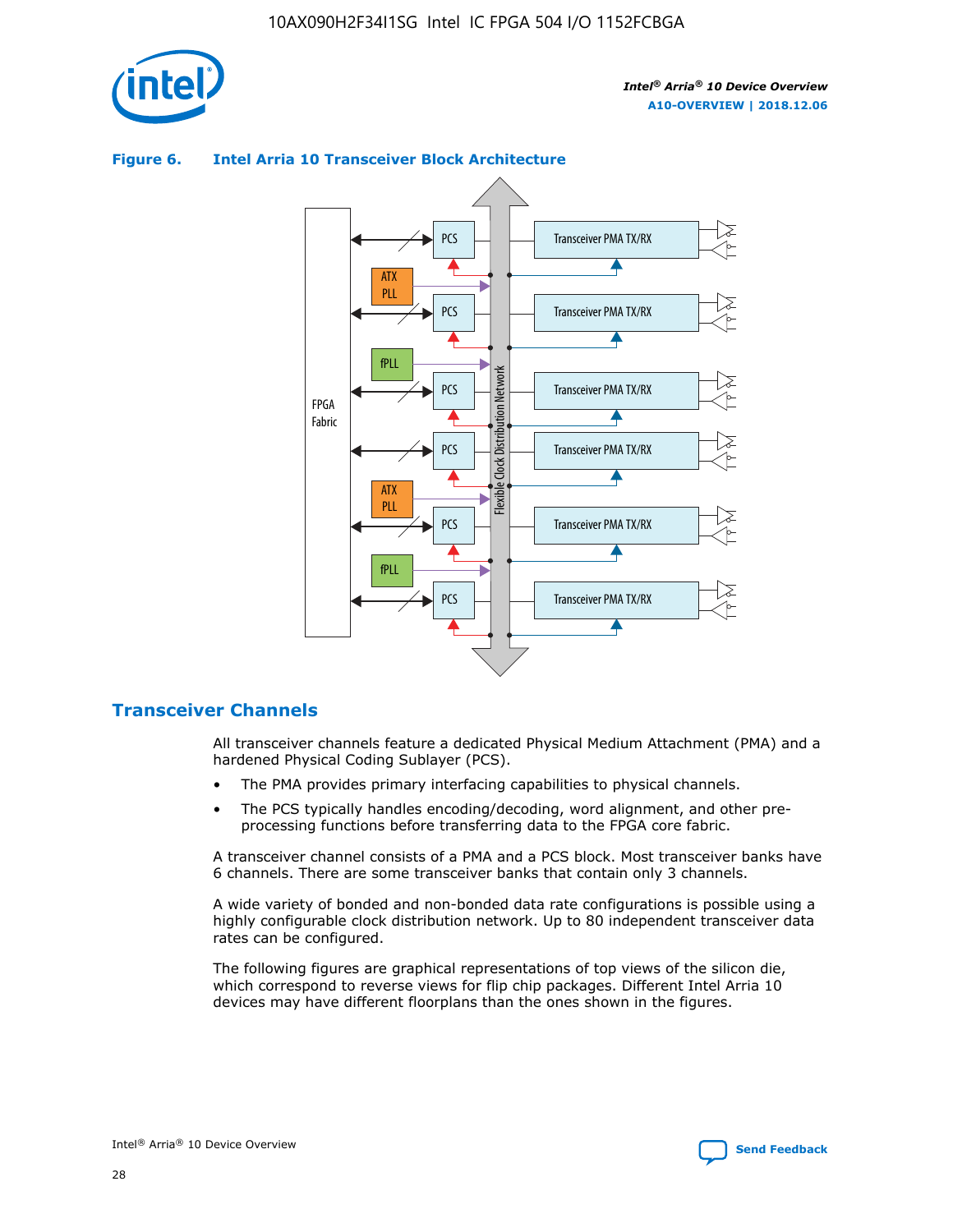**Figure 6. Intel Arria 10 Transceiver Block Architecture**

FPGA Fabric

PCS | Transceiver PMA TX/RX

ATX PLL

PCS | Transceiver PMA TX/RX

fPLL

PCS | Transceiver PMA TX/RX

PCS | Transceiver PMA TX/RX

ATX PLL

PCS | Transceiver PMA TX/RX

fPLL

PCS | Transceiver PMA TX/RX

Flexible Clock Distribution Network

## Transceiver Channels

All transceiver channels feature a dedicated Physical Medium Attachment (PMA) and a hardened Physical Coding Sublayer (PCS).

- The PMA provides primary interfacing capabilities to physical channels.
- The PCS typically handles encoding/decoding, word alignment, and other pre-processing functions before transferring data to the FPGA core fabric.

A transceiver channel consists of a PMA and a PCS block. Most transceiver banks have 6 channels. There are some transceiver banks that contain only 3 channels.

A wide variety of bonded and non-bonded data rate configurations is possible using a highly configurable clock distribution network. Up to 80 independent transceiver data rates can be configured.

The following figures are graphical representations of top views of the silicon die, which correspond to reverse views for flip chip packages. Different Intel Arria 10 devices may have different floorplans than the ones shown in the figures.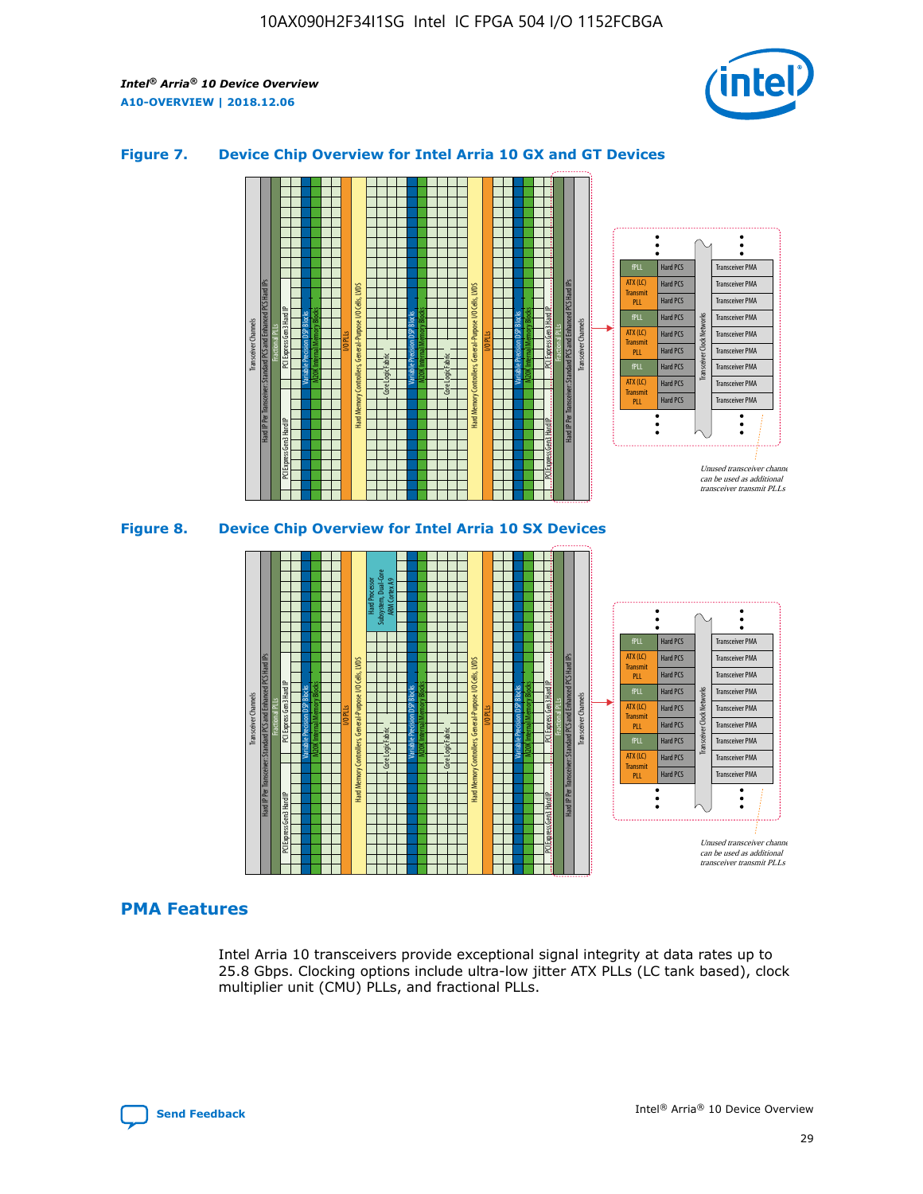### Figure 7. Device Chip Overview for Intel Arria 10 GX and GT Devices

### Figure 8. Device Chip Overview for Intel Arria 10 SX Devices

## PMA Features

Intel Arria 10 transceivers provide exceptional signal integrity at data rates up to 25.8 Gbps. Clocking options include ultra-low jitter ATX PLLs (LC tank based), clock multiplier unit (CMU) PLLs, and fractional PLLs.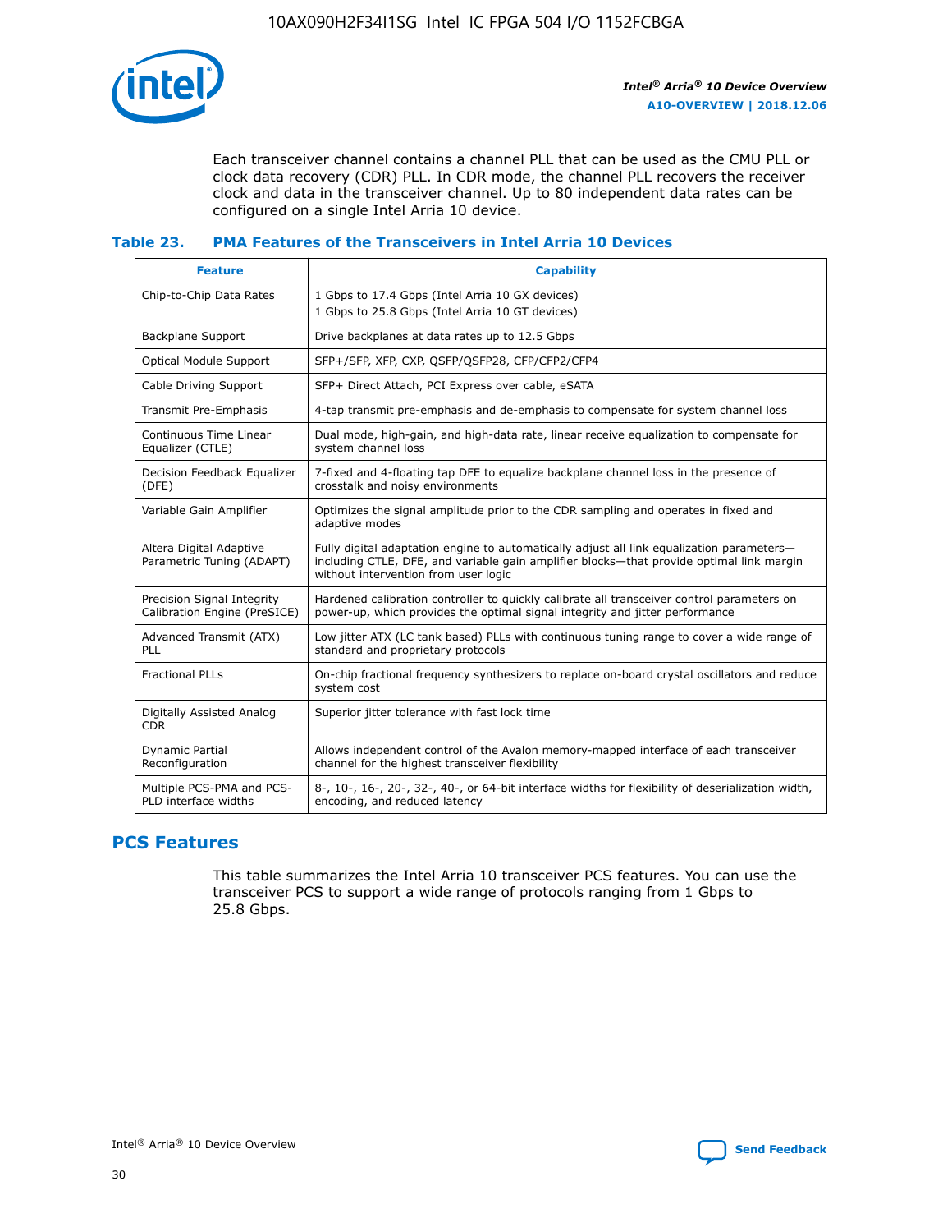Each transceiver channel contains a channel PLL that can be used as the CMU PLL or clock data recovery (CDR) PLL. In CDR mode, the channel PLL recovers the receiver clock and data in the transceiver channel. Up to 80 independent data rates can be configured on a single Intel Arria 10 device.

### Table 23. PMA Features of the Transceivers in Intel Arria 10 Devices

| Feature | Capability |
| --- | --- |
| Chip-to-Chip Data Rates | 1 Gbps to 17.4 Gbps (Intel Arria 10 GX devices)<br>1 Gbps to 25.8 Gbps (Intel Arria 10 GT devices) |
| Backplane Support | Drive backplanes at data rates up to 12.5 Gbps |
| Optical Module Support | SFP+/SFP, XFP, CXP, QSFP/QSFP28, CFP/CFP2/CFP4 |
| Cable Driving Support | SFP+ Direct Attach, PCI Express over cable, eSATA |
| Transmit Pre-Emphasis | 4-tap transmit pre-emphasis and de-emphasis to compensate for system channel loss |
| Continuous Time Linear Equalizer (CTLE) | Dual mode, high-gain, and high-data rate, linear receive equalization to compensate for system channel loss |
| Decision Feedback Equalizer (DFE) | 7-fixed and 4-floating tap DFE to equalize backplane channel loss in the presence of crosstalk and noisy environments |
| Variable Gain Amplifier | Optimizes the signal amplitude prior to the CDR sampling and operates in fixed and adaptive modes |
| Altera Digital Adaptive Parametric Tuning (ADAPT) | Fully digital adaptation engine to automatically adjust all link equalization parameters—including CTLE, DFE, and variable gain amplifier blocks—that provide optimal link margin without intervention from user logic |
| Precision Signal Integrity Calibration Engine (PreSICE) | Hardened calibration controller to quickly calibrate all transceiver control parameters on power-up, which provides the optimal signal integrity and jitter performance |
| Advanced Transmit (ATX) PLL | Low jitter ATX (LC tank based) PLLs with continuous tuning range to cover a wide range of standard and proprietary protocols |
| Fractional PLLs | On-chip fractional frequency synthesizers to replace on-board crystal oscillators and reduce system cost |
| Digitally Assisted Analog CDR | Superior jitter tolerance with fast lock time |
| Dynamic Partial Reconfiguration | Allows independent control of the Avalon memory-mapped interface of each transceiver channel for the highest transceiver flexibility |
| Multiple PCS-PMA and PCS-PLD interface widths | 8-, 10-, 16-, 20-, 32-, 40-, or 64-bit interface widths for flexibility of deserialization width, encoding, and reduced latency |

## PCS Features

This table summarizes the Intel Arria 10 transceiver PCS features. You can use the transceiver PCS to support a wide range of protocols ranging from 1 Gbps to 25.8 Gbps.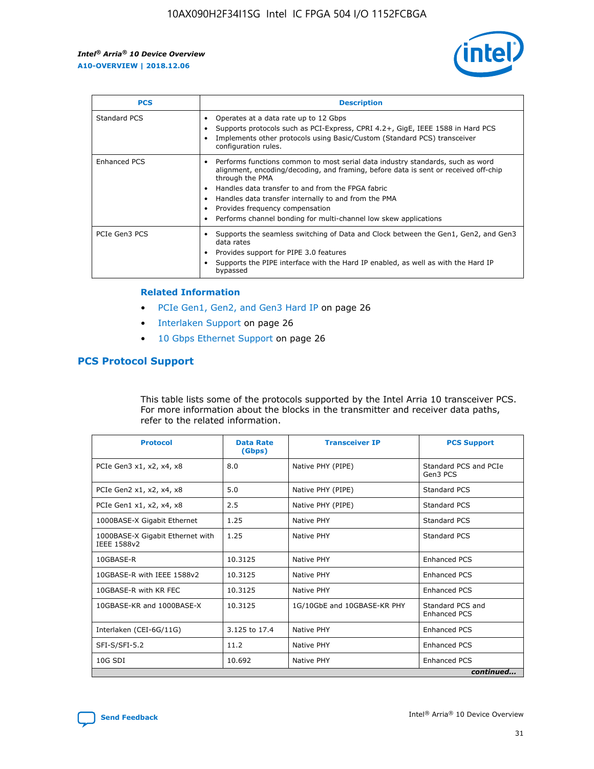| PCS | Description |
| --- | --- |
| Standard PCS | • Operates at a data rate up to 12 Gbps<br>• Supports protocols such as PCI-Express, CPRI 4.2+, GigE, IEEE 1588 in Hard PCS<br>• Implements other protocols using Basic/Custom (Standard PCS) transceiver configuration rules. |
| Enhanced PCS | • Performs functions common to most serial data industry standards, such as word alignment, encoding/decoding, and framing, before data is sent or received off-chip through the PMA<br>• Handles data transfer to and from the FPGA fabric<br>• Handles data transfer internally to and from the PMA<br>• Provides frequency compensation<br>• Performs channel bonding for multi-channel low skew applications |
| PCIe Gen3 PCS | • Supports the seamless switching of Data and Clock between the Gen1, Gen2, and Gen3 data rates<br>• Provides support for PIPE 3.0 features<br>• Supports the PIPE interface with the Hard IP enabled, as well as with the Hard IP bypassed |

### Related Information

- PCIe Gen1, Gen2, and Gen3 Hard IP on page 26
- Interlaken Support on page 26
- 10 Gbps Ethernet Support on page 26

## PCS Protocol Support

This table lists some of the protocols supported by the Intel Arria 10 transceiver PCS. For more information about the blocks in the transmitter and receiver data paths, refer to the related information.

| Protocol | Data Rate (Gbps) | Transceiver IP | PCS Support |
| --- | --- | --- | --- |
| PCIe Gen3 x1, x2, x4, x8 | 8.0 | Native PHY (PIPE) | Standard PCS and PCIe Gen3 PCS |
| PCIe Gen2 x1, x2, x4, x8 | 5.0 | Native PHY (PIPE) | Standard PCS |
| PCIe Gen1 x1, x2, x4, x8 | 2.5 | Native PHY (PIPE) | Standard PCS |
| 1000BASE-X Gigabit Ethernet | 1.25 | Native PHY | Standard PCS |
| 1000BASE-X Gigabit Ethernet with IEEE 1588v2 | 1.25 | Native PHY | Standard PCS |
| 10GBASE-R | 10.3125 | Native PHY | Enhanced PCS |
| 10GBASE-R with IEEE 1588v2 | 10.3125 | Native PHY | Enhanced PCS |
| 10GBASE-R with KR FEC | 10.3125 | Native PHY | Enhanced PCS |
| 10GBASE-KR and 1000BASE-X | 10.3125 | 1G/10GbE and 10GBASE-KR PHY | Standard PCS and Enhanced PCS |
| Interlaken (CEI-6G/11G) | 3.125 to 17.4 | Native PHY | Enhanced PCS |
| SFI-S/SFI-5.2 | 11.2 | Native PHY | Enhanced PCS |
| 10G SDI | 10.692 | Native PHY | Enhanced PCS |

*continued...*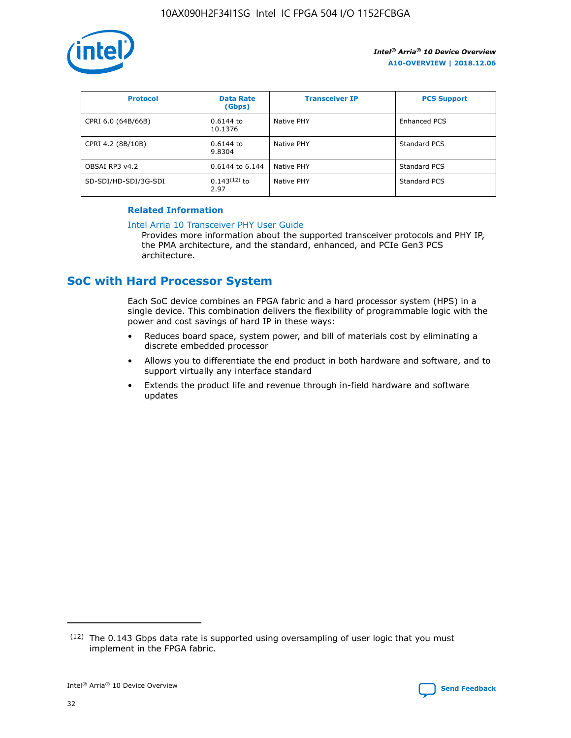| Protocol | Data Rate (Gbps) | Transceiver IP | PCS Support |
| --- | --- | --- | --- |
| CPRI 6.0 (64B/66B) | 0.6144 to 10.1376 | Native PHY | Enhanced PCS |
| CPRI 4.2 (8B/10B) | 0.6144 to 9.8304 | Native PHY | Standard PCS |
| OBSAI RP3 v4.2 | 0.6144 to 6.144 | Native PHY | Standard PCS |
| SD-SDI/HD-SDI/3G-SDI | 0.143[12] to 2.97 | Native PHY | Standard PCS |

**Related Information**

Intel Arria 10 Transceiver PHY User Guide

Provides more information about the supported transceiver protocols and PHY IP, the PMA architecture, and the standard, enhanced, and PCIe Gen3 PCS architecture.

## SoC with Hard Processor System

Each SoC device combines an FPGA fabric and a hard processor system (HPS) in a single device. This combination delivers the flexibility of programmable logic with the power and cost savings of hard IP in these ways:

- Reduces board space, system power, and bill of materials cost by eliminating a discrete embedded processor
- Allows you to differentiate the end product in both hardware and software, and to support virtually any interface standard
- Extends the product life and revenue through in-field hardware and software updates

[12] The 0.143 Gbps data rate is supported using oversampling of user logic that you must implement in the FPGA fabric.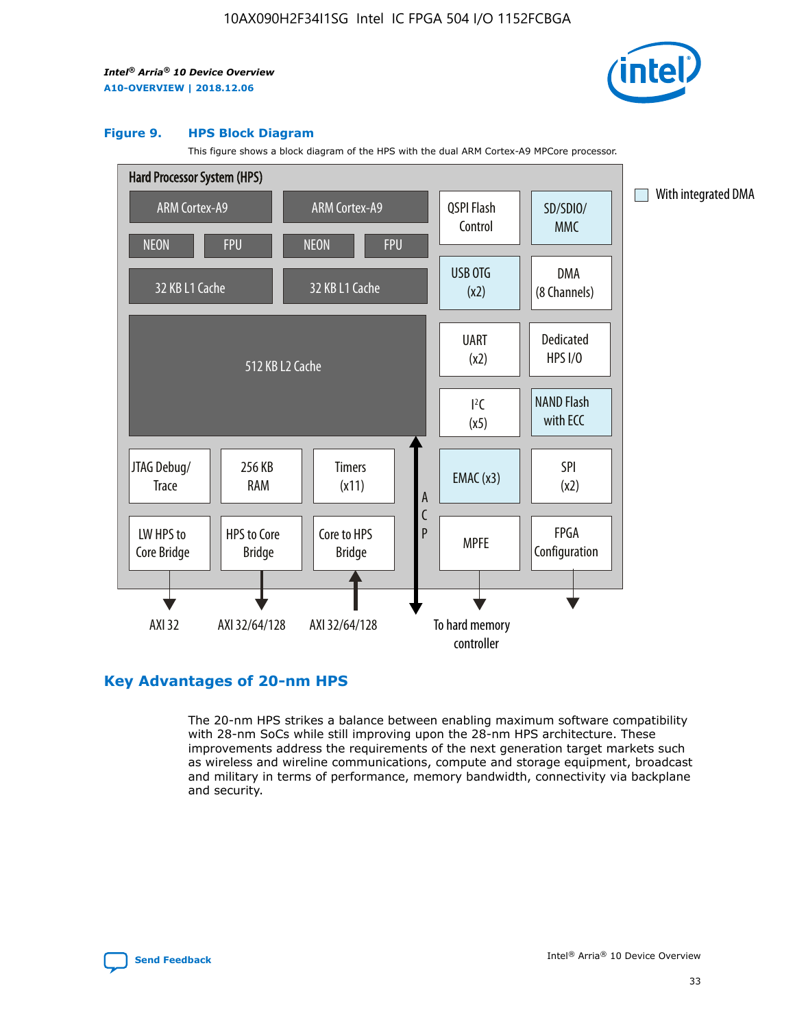**Figure 9. HPS Block Diagram**

This figure shows a block diagram of the HPS with the dual ARM Cortex-A9 MPCore processor.

Hard Processor System (HPS)

ARM Cortex-A9 | ARM Cortex-A9
NEON | FPU | NEON | FPU
32 KB L1 Cache | 32 KB L1 Cache
512 KB L2 Cache

QSPI Flash Control | SD/SDIO/MMC | USB OTG (x2) | DMA (8 Channels) | UART (x2) | Dedicated HPS I/O | I²C (x5) | NAND Flash with ECC | EMAC (x3) | SPI (x2) | MPFE | FPGA Configuration

JTAG Debug/Trace | 256 KB RAM | Timers (x11)
LW HPS to Core Bridge | HPS to Core Bridge | Core to HPS Bridge | ACP

AXI 32 | AXI 32/64/128 | AXI 32/64/128 | To hard memory controller

With integrated DMA

## Key Advantages of 20-nm HPS

The 20-nm HPS strikes a balance between enabling maximum software compatibility with 28-nm SoCs while still improving upon the 28-nm HPS architecture. These improvements address the requirements of the next generation target markets such as wireless and wireline communications, compute and storage equipment, broadcast and military in terms of performance, memory bandwidth, connectivity via backplane and security.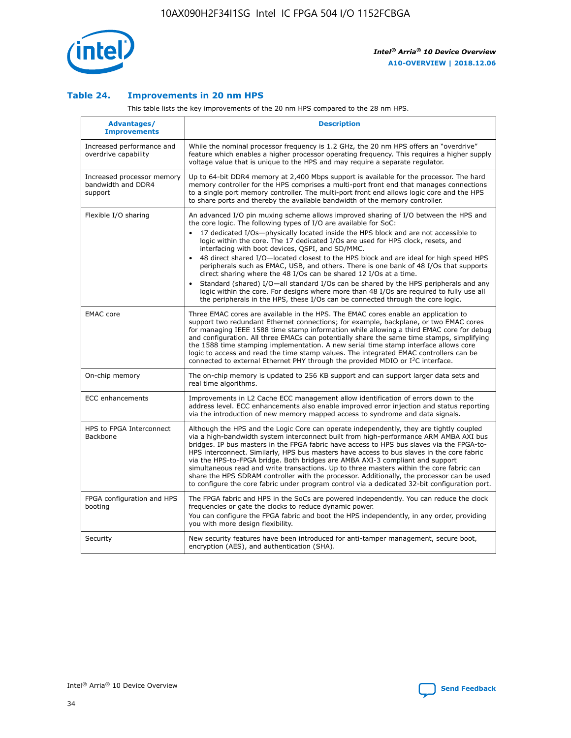### Table 24. Improvements in 20 nm HPS

This table lists the key improvements of the 20 nm HPS compared to the 28 nm HPS.

| Advantages/ Improvements | Description |
|---|---|
| Increased performance and overdrive capability | While the nominal processor frequency is 1.2 GHz, the 20 nm HPS offers an "overdrive" feature which enables a higher processor operating frequency. This requires a higher supply voltage value that is unique to the HPS and may require a separate regulator. |
| Increased processor memory bandwidth and DDR4 support | Up to 64-bit DDR4 memory at 2,400 Mbps support is available for the processor. The hard memory controller for the HPS comprises a multi-port front end that manages connections to a single port memory controller. The multi-port front end allows logic core and the HPS to share ports and thereby the available bandwidth of the memory controller. |
| Flexible I/O sharing | An advanced I/O pin muxing scheme allows improved sharing of I/O between the HPS and the core logic. The following types of I/O are available for SoC:<br>• 17 dedicated I/Os—physically located inside the HPS block and are not accessible to logic within the core. The 17 dedicated I/Os are used for HPS clock, resets, and interfacing with boot devices, QSPI, and SD/MMC.<br>• 48 direct shared I/O—located closest to the HPS block and are ideal for high speed HPS peripherals such as EMAC, USB, and others. There is one bank of 48 I/Os that supports direct sharing where the 48 I/Os can be shared 12 I/Os at a time.<br>• Standard (shared) I/O—all standard I/Os can be shared by the HPS peripherals and any logic within the core. For designs where more than 48 I/Os are required to fully use all the peripherals in the HPS, these I/Os can be connected through the core logic. |
| EMAC core | Three EMAC cores are available in the HPS. The EMAC cores enable an application to support two redundant Ethernet connections; for example, backplane, or two EMAC cores for managing IEEE 1588 time stamp information while allowing a third EMAC core for debug and configuration. All three EMACs can potentially share the same time stamps, simplifying the 1588 time stamping implementation. A new serial time stamp interface allows core logic to access and read the time stamp values. The integrated EMAC controllers can be connected to external Ethernet PHY through the provided MDIO or I²C interface. |
| On-chip memory | The on-chip memory is updated to 256 KB support and can support larger data sets and real time algorithms. |
| ECC enhancements | Improvements in L2 Cache ECC management allow identification of errors down to the address level. ECC enhancements also enable improved error injection and status reporting via the introduction of new memory mapped access to syndrome and data signals. |
| HPS to FPGA Interconnect Backbone | Although the HPS and the Logic Core can operate independently, they are tightly coupled via a high-bandwidth system interconnect built from high-performance ARM AMBA AXI bus bridges. IP bus masters in the FPGA fabric have access to HPS bus slaves via the FPGA-to-HPS interconnect. Similarly, HPS bus masters have access to bus slaves in the core fabric via the HPS-to-FPGA bridge. Both bridges are AMBA AXI-3 compliant and support simultaneous read and write transactions. Up to three masters within the core fabric can share the HPS SDRAM controller with the processor. Additionally, the processor can be used to configure the core fabric under program control via a dedicated 32-bit configuration port. |
| FPGA configuration and HPS booting | The FPGA fabric and HPS in the SoCs are powered independently. You can reduce the clock frequencies or gate the clocks to reduce dynamic power.<br>You can configure the FPGA fabric and boot the HPS independently, in any order, providing you with more design flexibility. |
| Security | New security features have been introduced for anti-tamper management, secure boot, encryption (AES), and authentication (SHA). |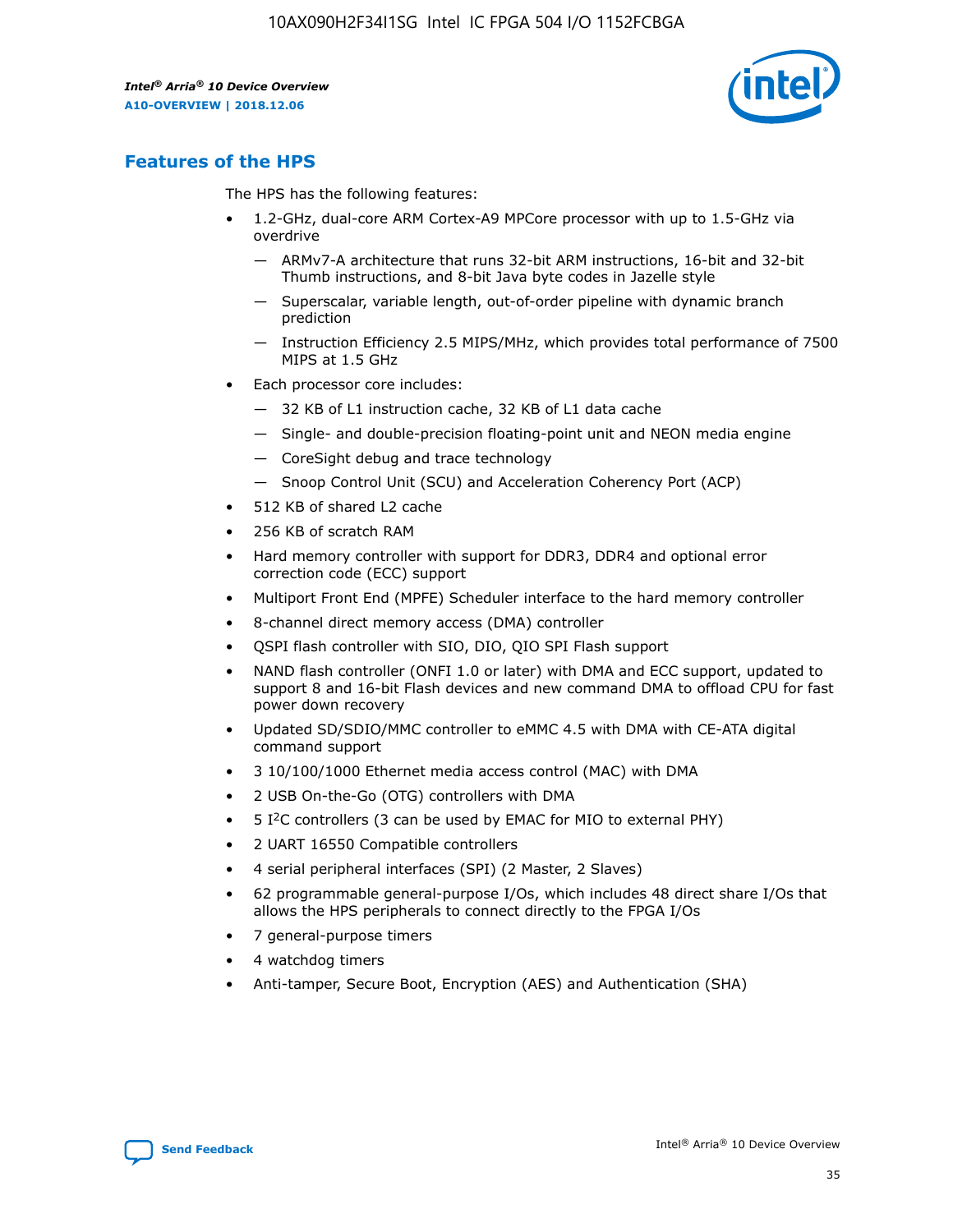## Features of the HPS

The HPS has the following features:

- 1.2-GHz, dual-core ARM Cortex-A9 MPCore processor with up to 1.5-GHz via overdrive
  - — ARMv7-A architecture that runs 32-bit ARM instructions, 16-bit and 32-bit Thumb instructions, and 8-bit Java byte codes in Jazelle style
  - — Superscalar, variable length, out-of-order pipeline with dynamic branch prediction
  - — Instruction Efficiency 2.5 MIPS/MHz, which provides total performance of 7500 MIPS at 1.5 GHz
- Each processor core includes:
  - — 32 KB of L1 instruction cache, 32 KB of L1 data cache
  - — Single- and double-precision floating-point unit and NEON media engine
  - — CoreSight debug and trace technology
  - — Snoop Control Unit (SCU) and Acceleration Coherency Port (ACP)
- 512 KB of shared L2 cache
- 256 KB of scratch RAM
- Hard memory controller with support for DDR3, DDR4 and optional error correction code (ECC) support
- Multiport Front End (MPFE) Scheduler interface to the hard memory controller
- 8-channel direct memory access (DMA) controller
- QSPI flash controller with SIO, DIO, QIO SPI Flash support
- NAND flash controller (ONFI 1.0 or later) with DMA and ECC support, updated to support 8 and 16-bit Flash devices and new command DMA to offload CPU for fast power down recovery
- Updated SD/SDIO/MMC controller to eMMC 4.5 with DMA with CE-ATA digital command support
- 3 10/100/1000 Ethernet media access control (MAC) with DMA
- 2 USB On-the-Go (OTG) controllers with DMA
- 5 I$^2$C controllers (3 can be used by EMAC for MIO to external PHY)
- 2 UART 16550 Compatible controllers
- 4 serial peripheral interfaces (SPI) (2 Master, 2 Slaves)
- 62 programmable general-purpose I/Os, which includes 48 direct share I/Os that allows the HPS peripherals to connect directly to the FPGA I/Os
- 7 general-purpose timers
- 4 watchdog timers
- Anti-tamper, Secure Boot, Encryption (AES) and Authentication (SHA)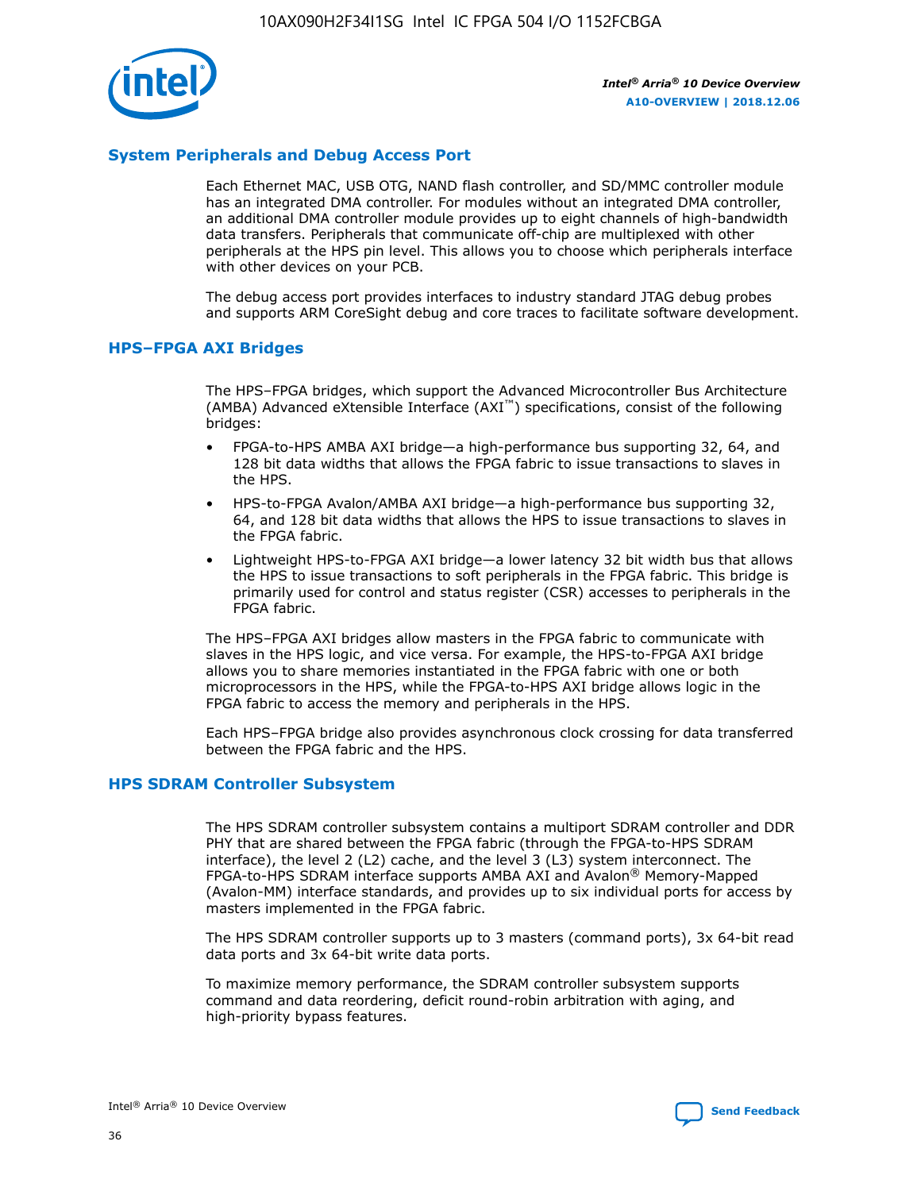## System Peripherals and Debug Access Port

Each Ethernet MAC, USB OTG, NAND flash controller, and SD/MMC controller module has an integrated DMA controller. For modules without an integrated DMA controller, an additional DMA controller module provides up to eight channels of high-bandwidth data transfers. Peripherals that communicate off-chip are multiplexed with other peripherals at the HPS pin level. This allows you to choose which peripherals interface with other devices on your PCB.

The debug access port provides interfaces to industry standard JTAG debug probes and supports ARM CoreSight debug and core traces to facilitate software development.

## HPS–FPGA AXI Bridges

The HPS–FPGA bridges, which support the Advanced Microcontroller Bus Architecture (AMBA) Advanced eXtensible Interface (AXI™) specifications, consist of the following bridges:

- FPGA-to-HPS AMBA AXI bridge—a high-performance bus supporting 32, 64, and 128 bit data widths that allows the FPGA fabric to issue transactions to slaves in the HPS.
- HPS-to-FPGA Avalon/AMBA AXI bridge—a high-performance bus supporting 32, 64, and 128 bit data widths that allows the HPS to issue transactions to slaves in the FPGA fabric.
- Lightweight HPS-to-FPGA AXI bridge—a lower latency 32 bit width bus that allows the HPS to issue transactions to soft peripherals in the FPGA fabric. This bridge is primarily used for control and status register (CSR) accesses to peripherals in the FPGA fabric.

The HPS–FPGA AXI bridges allow masters in the FPGA fabric to communicate with slaves in the HPS logic, and vice versa. For example, the HPS-to-FPGA AXI bridge allows you to share memories instantiated in the FPGA fabric with one or both microprocessors in the HPS, while the FPGA-to-HPS AXI bridge allows logic in the FPGA fabric to access the memory and peripherals in the HPS.

Each HPS–FPGA bridge also provides asynchronous clock crossing for data transferred between the FPGA fabric and the HPS.

## HPS SDRAM Controller Subsystem

The HPS SDRAM controller subsystem contains a multiport SDRAM controller and DDR PHY that are shared between the FPGA fabric (through the FPGA-to-HPS SDRAM interface), the level 2 (L2) cache, and the level 3 (L3) system interconnect. The FPGA-to-HPS SDRAM interface supports AMBA AXI and Avalon® Memory-Mapped (Avalon-MM) interface standards, and provides up to six individual ports for access by masters implemented in the FPGA fabric.

The HPS SDRAM controller supports up to 3 masters (command ports), 3x 64-bit read data ports and 3x 64-bit write data ports.

To maximize memory performance, the SDRAM controller subsystem supports command and data reordering, deficit round-robin arbitration with aging, and high-priority bypass features.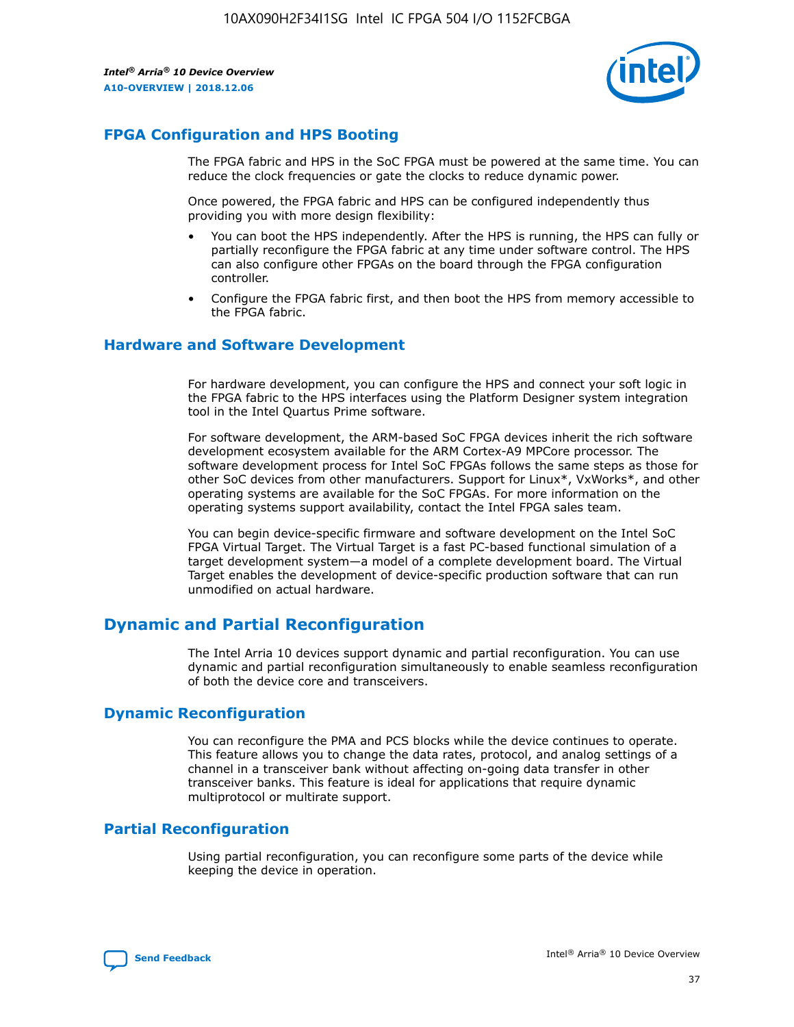## FPGA Configuration and HPS Booting

The FPGA fabric and HPS in the SoC FPGA must be powered at the same time. You can reduce the clock frequencies or gate the clocks to reduce dynamic power.

Once powered, the FPGA fabric and HPS can be configured independently thus providing you with more design flexibility:

- You can boot the HPS independently. After the HPS is running, the HPS can fully or partially reconfigure the FPGA fabric at any time under software control. The HPS can also configure other FPGAs on the board through the FPGA configuration controller.
- Configure the FPGA fabric first, and then boot the HPS from memory accessible to the FPGA fabric.

## Hardware and Software Development

For hardware development, you can configure the HPS and connect your soft logic in the FPGA fabric to the HPS interfaces using the Platform Designer system integration tool in the Intel Quartus Prime software.

For software development, the ARM-based SoC FPGA devices inherit the rich software development ecosystem available for the ARM Cortex-A9 MPCore processor. The software development process for Intel SoC FPGAs follows the same steps as those for other SoC devices from other manufacturers. Support for Linux*, VxWorks*, and other operating systems are available for the SoC FPGAs. For more information on the operating systems support availability, contact the Intel FPGA sales team.

You can begin device-specific firmware and software development on the Intel SoC FPGA Virtual Target. The Virtual Target is a fast PC-based functional simulation of a target development system—a model of a complete development board. The Virtual Target enables the development of device-specific production software that can run unmodified on actual hardware.

# Dynamic and Partial Reconfiguration

The Intel Arria 10 devices support dynamic and partial reconfiguration. You can use dynamic and partial reconfiguration simultaneously to enable seamless reconfiguration of both the device core and transceivers.

## Dynamic Reconfiguration

You can reconfigure the PMA and PCS blocks while the device continues to operate. This feature allows you to change the data rates, protocol, and analog settings of a channel in a transceiver bank without affecting on-going data transfer in other transceiver banks. This feature is ideal for applications that require dynamic multiprotocol or multirate support.

## Partial Reconfiguration

Using partial reconfiguration, you can reconfigure some parts of the device while keeping the device in operation.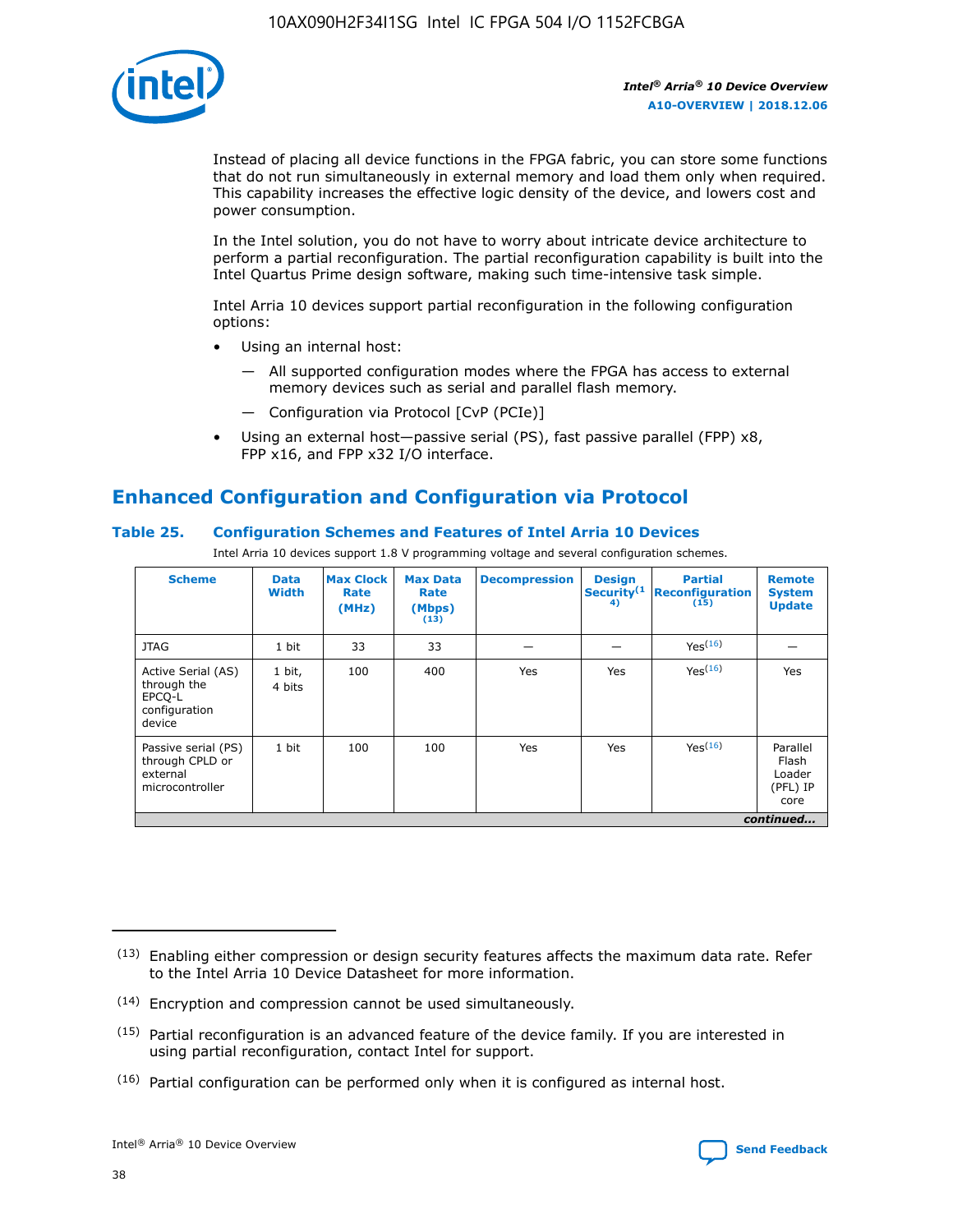Instead of placing all device functions in the FPGA fabric, you can store some functions that do not run simultaneously in external memory and load them only when required. This capability increases the effective logic density of the device, and lowers cost and power consumption.

In the Intel solution, you do not have to worry about intricate device architecture to perform a partial reconfiguration. The partial reconfiguration capability is built into the Intel Quartus Prime design software, making such time-intensive task simple.

Intel Arria 10 devices support partial reconfiguration in the following configuration options:

- Using an internal host:
  - — All supported configuration modes where the FPGA has access to external memory devices such as serial and parallel flash memory.
  - — Configuration via Protocol [CvP (PCIe)]
- Using an external host—passive serial (PS), fast passive parallel (FPP) x8, FPP x16, and FPP x32 I/O interface.

## Enhanced Configuration and Configuration via Protocol

### Table 25. Configuration Schemes and Features of Intel Arria 10 Devices

Intel Arria 10 devices support 1.8 V programming voltage and several configuration schemes.

| Scheme | Data Width | Max Clock Rate (MHz) | Max Data Rate (Mbps) (13) | Decompression | Design Security(14) | Partial Reconfiguration (15) | Remote System Update |
|---|---|---|---|---|---|---|---|
| JTAG | 1 bit | 33 | 33 | — | — | Yes(16) | — |
| Active Serial (AS) through the EPCQ-L configuration device | 1 bit, 4 bits | 100 | 400 | Yes | Yes | Yes(16) | Yes |
| Passive serial (PS) through CPLD or external microcontroller | 1 bit | 100 | 100 | Yes | Yes | Yes(16) | Parallel Flash Loader (PFL) IP core |
| *continued...* | | | | | | | |

(13) Enabling either compression or design security features affects the maximum data rate. Refer to the Intel Arria 10 Device Datasheet for more information.

(14) Encryption and compression cannot be used simultaneously.

(15) Partial reconfiguration is an advanced feature of the device family. If you are interested in using partial reconfiguration, contact Intel for support.

(16) Partial configuration can be performed only when it is configured as internal host.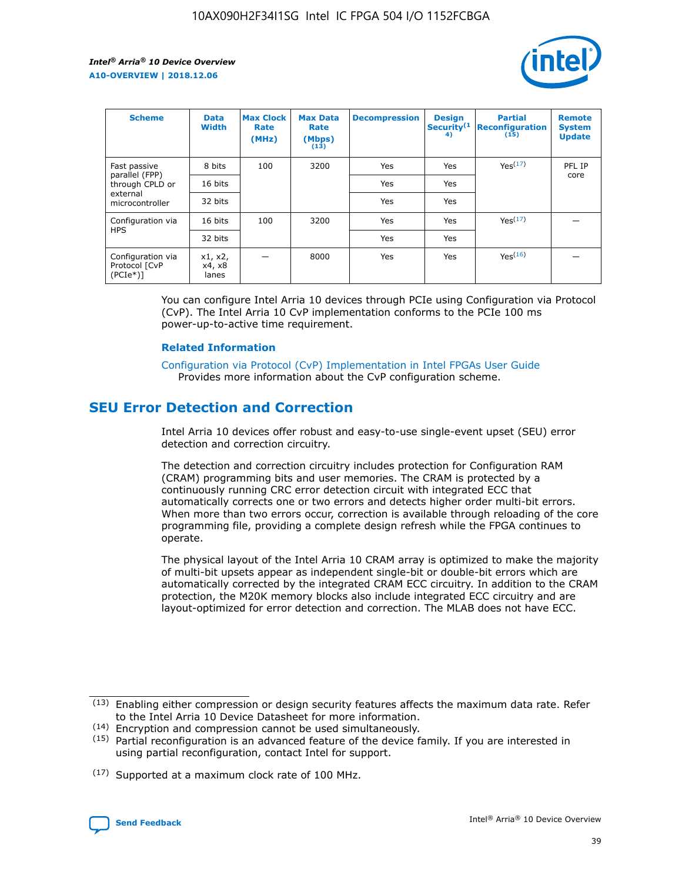| Scheme | Data Width | Max Clock Rate (MHz) | Max Data Rate (Mbps) (13) | Decompression | Design Security(14) | Partial Reconfiguration (15) | Remote System Update |
|---|---|---|---|---|---|---|---|
| Fast passive parallel (FPP) through CPLD or external microcontroller | 8 bits | 100 | 3200 | Yes | Yes | Yes(17) | PFL IP core |
| | 16 bits | | | Yes | Yes | | |
| | 32 bits | | | Yes | Yes | | |
| Configuration via HPS | 16 bits | 100 | 3200 | Yes | Yes | Yes(17) | — |
| | 32 bits | | | Yes | Yes | | |
| Configuration via Protocol [CvP (PCIe*)] | x1, x2, x4, x8 lanes | — | 8000 | Yes | Yes | Yes(16) | — |

You can configure Intel Arria 10 devices through PCIe using Configuration via Protocol (CvP). The Intel Arria 10 CvP implementation conforms to the PCIe 100 ms power-up-to-active time requirement.

### Related Information

Configuration via Protocol (CvP) Implementation in Intel FPGAs User Guide
Provides more information about the CvP configuration scheme.

## SEU Error Detection and Correction

Intel Arria 10 devices offer robust and easy-to-use single-event upset (SEU) error detection and correction circuitry.

The detection and correction circuitry includes protection for Configuration RAM (CRAM) programming bits and user memories. The CRAM is protected by a continuously running CRC error detection circuit with integrated ECC that automatically corrects one or two errors and detects higher order multi-bit errors. When more than two errors occur, correction is available through reloading of the core programming file, providing a complete design refresh while the FPGA continues to operate.

The physical layout of the Intel Arria 10 CRAM array is optimized to make the majority of multi-bit upsets appear as independent single-bit or double-bit errors which are automatically corrected by the integrated CRAM ECC circuitry. In addition to the CRAM protection, the M20K memory blocks also include integrated ECC circuitry and are layout-optimized for error detection and correction. The MLAB does not have ECC.

(13) Enabling either compression or design security features affects the maximum data rate. Refer to the Intel Arria 10 Device Datasheet for more information.

(14) Encryption and compression cannot be used simultaneously.

(15) Partial reconfiguration is an advanced feature of the device family. If you are interested in using partial reconfiguration, contact Intel for support.

(17) Supported at a maximum clock rate of 100 MHz.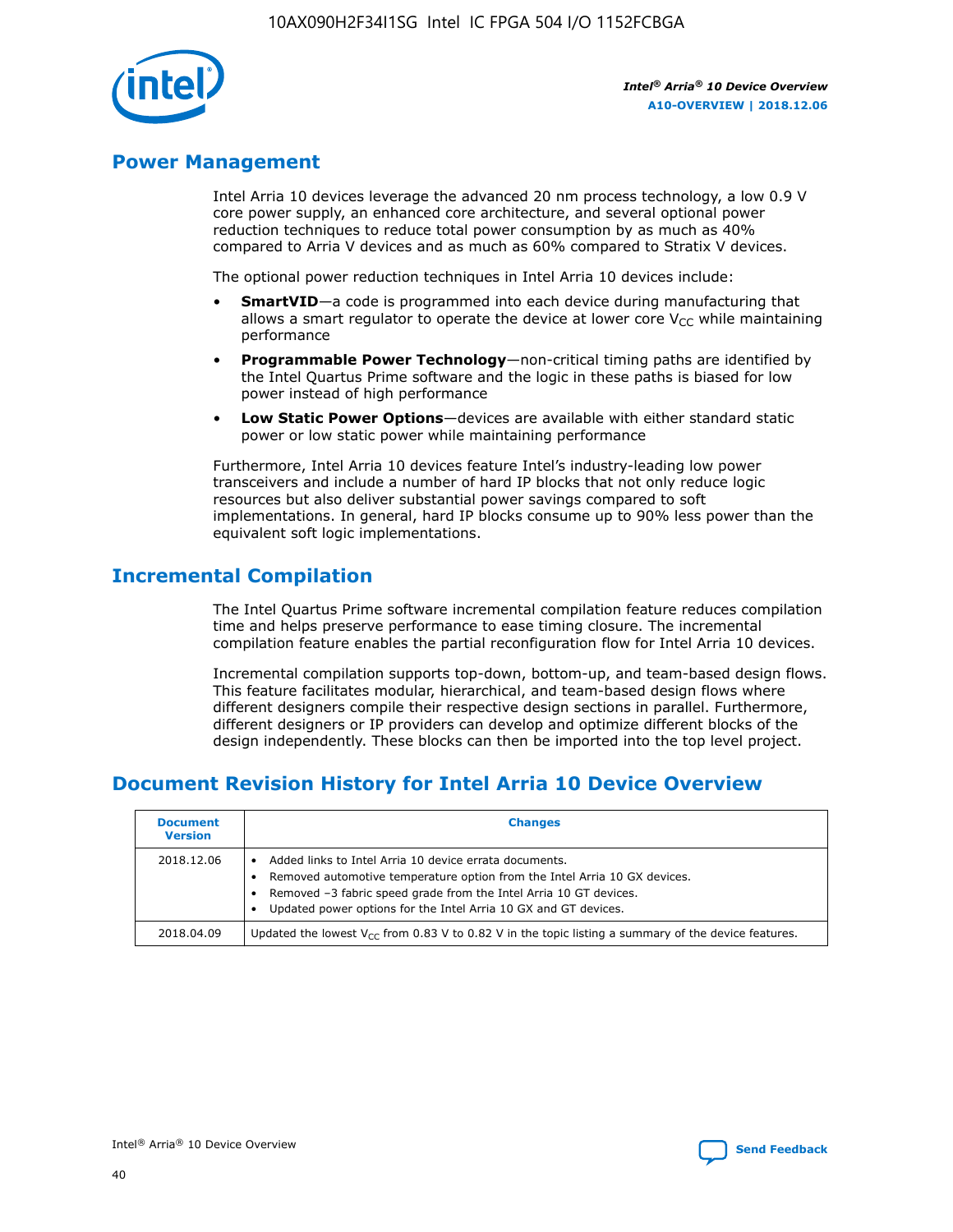## Power Management

Intel Arria 10 devices leverage the advanced 20 nm process technology, a low 0.9 V core power supply, an enhanced core architecture, and several optional power reduction techniques to reduce total power consumption by as much as 40% compared to Arria V devices and as much as 60% compared to Stratix V devices.

The optional power reduction techniques in Intel Arria 10 devices include:

- **SmartVID**—a code is programmed into each device during manufacturing that allows a smart regulator to operate the device at lower core $V_{CC}$ while maintaining performance
- **Programmable Power Technology**—non-critical timing paths are identified by the Intel Quartus Prime software and the logic in these paths is biased for low power instead of high performance
- **Low Static Power Options**—devices are available with either standard static power or low static power while maintaining performance

Furthermore, Intel Arria 10 devices feature Intel's industry-leading low power transceivers and include a number of hard IP blocks that not only reduce logic resources but also deliver substantial power savings compared to soft implementations. In general, hard IP blocks consume up to 90% less power than the equivalent soft logic implementations.

## Incremental Compilation

The Intel Quartus Prime software incremental compilation feature reduces compilation time and helps preserve performance to ease timing closure. The incremental compilation feature enables the partial reconfiguration flow for Intel Arria 10 devices.

Incremental compilation supports top-down, bottom-up, and team-based design flows. This feature facilitates modular, hierarchical, and team-based design flows where different designers compile their respective design sections in parallel. Furthermore, different designers or IP providers can develop and optimize different blocks of the design independently. These blocks can then be imported into the top level project.

## Document Revision History for Intel Arria 10 Device Overview

| Document Version | Changes |
|---|---|
| 2018.12.06 | • Added links to Intel Arria 10 device errata documents.<br>• Removed automotive temperature option from the Intel Arria 10 GX devices.<br>• Removed –3 fabric speed grade from the Intel Arria 10 GT devices.<br>• Updated power options for the Intel Arria 10 GX and GT devices. |
| 2018.04.09 | Updated the lowest $V_{CC}$ from 0.83 V to 0.82 V in the topic listing a summary of the device features. |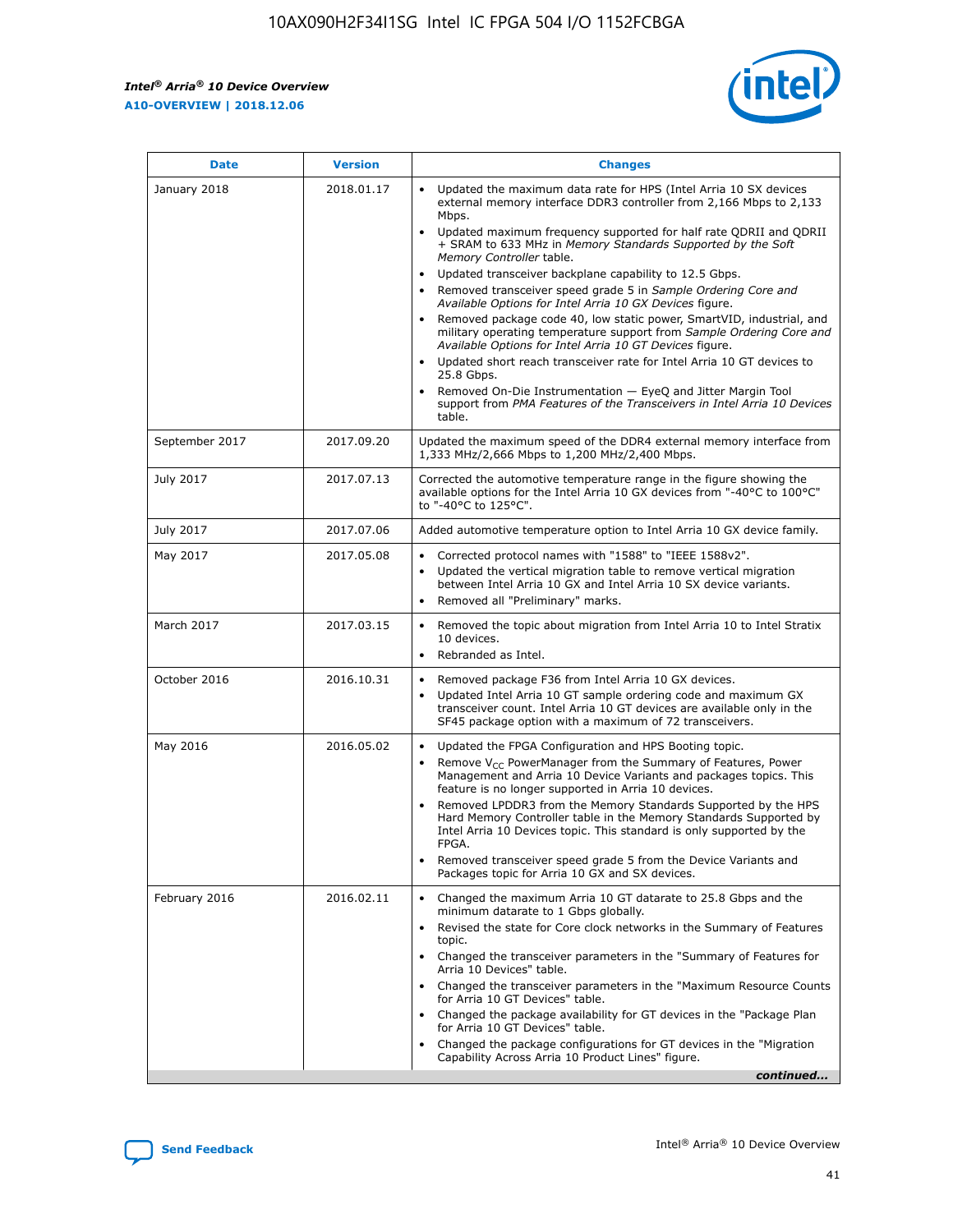| Date | Version | Changes |
| --- | --- | --- |
| January 2018 | 2018.01.17 | • Updated the maximum data rate for HPS (Intel Arria 10 SX devices external memory interface DDR3 controller from 2,166 Mbps to 2,133 Mbps.<br>• Updated maximum frequency supported for half rate QDRII and QDRII + SRAM to 633 MHz in *Memory Standards Supported by the Soft Memory Controller* table.<br>• Updated transceiver backplane capability to 12.5 Gbps.<br>• Removed transceiver speed grade 5 in *Sample Ordering Core and Available Options for Intel Arria 10 GX Devices* figure.<br>• Removed package code 40, low static power, SmartVID, industrial, and military operating temperature support from *Sample Ordering Core and Available Options for Intel Arria 10 GT Devices* figure.<br>• Updated short reach transceiver rate for Intel Arria 10 GT devices to 25.8 Gbps.<br>• Removed On-Die Instrumentation — EyeQ and Jitter Margin Tool support from *PMA Features of the Transceivers in Intel Arria 10 Devices* table. |
| September 2017 | 2017.09.20 | Updated the maximum speed of the DDR4 external memory interface from 1,333 MHz/2,666 Mbps to 1,200 MHz/2,400 Mbps. |
| July 2017 | 2017.07.13 | Corrected the automotive temperature range in the figure showing the available options for the Intel Arria 10 GX devices from "-40°C to 100°C" to "-40°C to 125°C". |
| July 2017 | 2017.07.06 | Added automotive temperature option to Intel Arria 10 GX device family. |
| May 2017 | 2017.05.08 | • Corrected protocol names with "1588" to "IEEE 1588v2".<br>• Updated the vertical migration table to remove vertical migration between Intel Arria 10 GX and Intel Arria 10 SX device variants.<br>• Removed all "Preliminary" marks. |
| March 2017 | 2017.03.15 | • Removed the topic about migration from Intel Arria 10 to Intel Stratix 10 devices.<br>• Rebranded as Intel. |
| October 2016 | 2016.10.31 | • Removed package F36 from Intel Arria 10 GX devices.<br>• Updated Intel Arria 10 GT sample ordering code and maximum GX transceiver count. Intel Arria 10 GT devices are available only in the SF45 package option with a maximum of 72 transceivers. |
| May 2016 | 2016.05.02 | • Updated the FPGA Configuration and HPS Booting topic.<br>• Remove $V_{CC}$ PowerManager from the Summary of Features, Power Management and Arria 10 Device Variants and packages topics. This feature is no longer supported in Arria 10 devices.<br>• Removed LPDDR3 from the Memory Standards Supported by the HPS Hard Memory Controller table in the Memory Standards Supported by Intel Arria 10 Devices topic. This standard is only supported by the FPGA.<br>• Removed transceiver speed grade 5 from the Device Variants and Packages topic for Arria 10 GX and SX devices. |
| February 2016 | 2016.02.11 | • Changed the maximum Arria 10 GT datarate to 25.8 Gbps and the minimum datarate to 1 Gbps globally.<br>• Revised the state for Core clock networks in the Summary of Features topic.<br>• Changed the transceiver parameters in the "Summary of Features for Arria 10 Devices" table.<br>• Changed the transceiver parameters in the "Maximum Resource Counts for Arria 10 GT Devices" table.<br>• Changed the package availability for GT devices in the "Package Plan for Arria 10 GT Devices" table.<br>• Changed the package configurations for GT devices in the "Migration Capability Across Arria 10 Product Lines" figure. |

*continued...*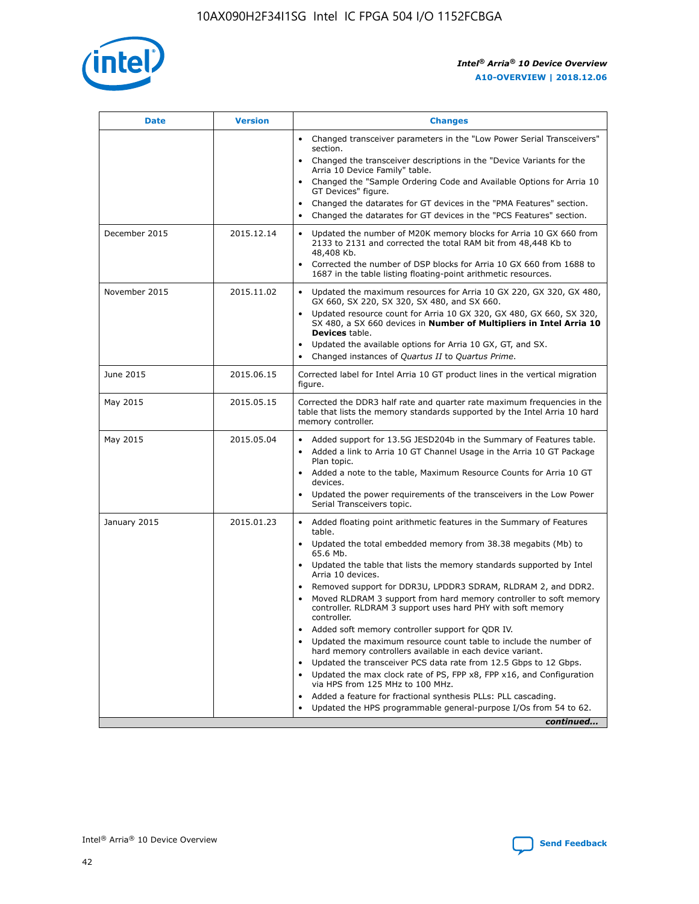| Date | Version | Changes |
| --- | --- | --- |
| | | • Changed transceiver parameters in the "Low Power Serial Transceivers" section.<br>• Changed the transceiver descriptions in the "Device Variants for the Arria 10 Device Family" table.<br>• Changed the "Sample Ordering Code and Available Options for Arria 10 GT Devices" figure.<br>• Changed the datarates for GT devices in the "PMA Features" section.<br>• Changed the datarates for GT devices in the "PCS Features" section. |
| December 2015 | 2015.12.14 | • Updated the number of M20K memory blocks for Arria 10 GX 660 from 2133 to 2131 and corrected the total RAM bit from 48,448 Kb to 48,408 Kb.<br>• Corrected the number of DSP blocks for Arria 10 GX 660 from 1688 to 1687 in the table listing floating-point arithmetic resources. |
| November 2015 | 2015.11.02 | • Updated the maximum resources for Arria 10 GX 220, GX 320, GX 480, GX 660, SX 220, SX 320, SX 480, and SX 660.<br>• Updated resource count for Arria 10 GX 320, GX 480, GX 660, SX 320, SX 480, a SX 660 devices in **Number of Multipliers in Intel Arria 10 Devices** table.<br>• Updated the available options for Arria 10 GX, GT, and SX.<br>• Changed instances of *Quartus II* to *Quartus Prime*. |
| June 2015 | 2015.06.15 | Corrected label for Intel Arria 10 GT product lines in the vertical migration figure. |
| May 2015 | 2015.05.15 | Corrected the DDR3 half rate and quarter rate maximum frequencies in the table that lists the memory standards supported by the Intel Arria 10 hard memory controller. |
| May 2015 | 2015.05.04 | • Added support for 13.5G JESD204b in the Summary of Features table.<br>• Added a link to Arria 10 GT Channel Usage in the Arria 10 GT Package Plan topic.<br>• Added a note to the table, Maximum Resource Counts for Arria 10 GT devices.<br>• Updated the power requirements of the transceivers in the Low Power Serial Transceivers topic. |
| January 2015 | 2015.01.23 | • Added floating point arithmetic features in the Summary of Features table.<br>• Updated the total embedded memory from 38.38 megabits (Mb) to 65.6 Mb.<br>• Updated the table that lists the memory standards supported by Intel Arria 10 devices.<br>• Removed support for DDR3U, LPDDR3 SDRAM, RLDRAM 2, and DDR2.<br>• Moved RLDRAM 3 support from hard memory controller to soft memory controller. RLDRAM 3 support uses hard PHY with soft memory controller.<br>• Added soft memory controller support for QDR IV.<br>• Updated the maximum resource count table to include the number of hard memory controllers available in each device variant.<br>• Updated the transceiver PCS data rate from 12.5 Gbps to 12 Gbps.<br>• Updated the max clock rate of PS, FPP x8, FPP x16, and Configuration via HPS from 125 MHz to 100 MHz.<br>• Added a feature for fractional synthesis PLLs: PLL cascading.<br>• Updated the HPS programmable general-purpose I/Os from 54 to 62. |

*continued...*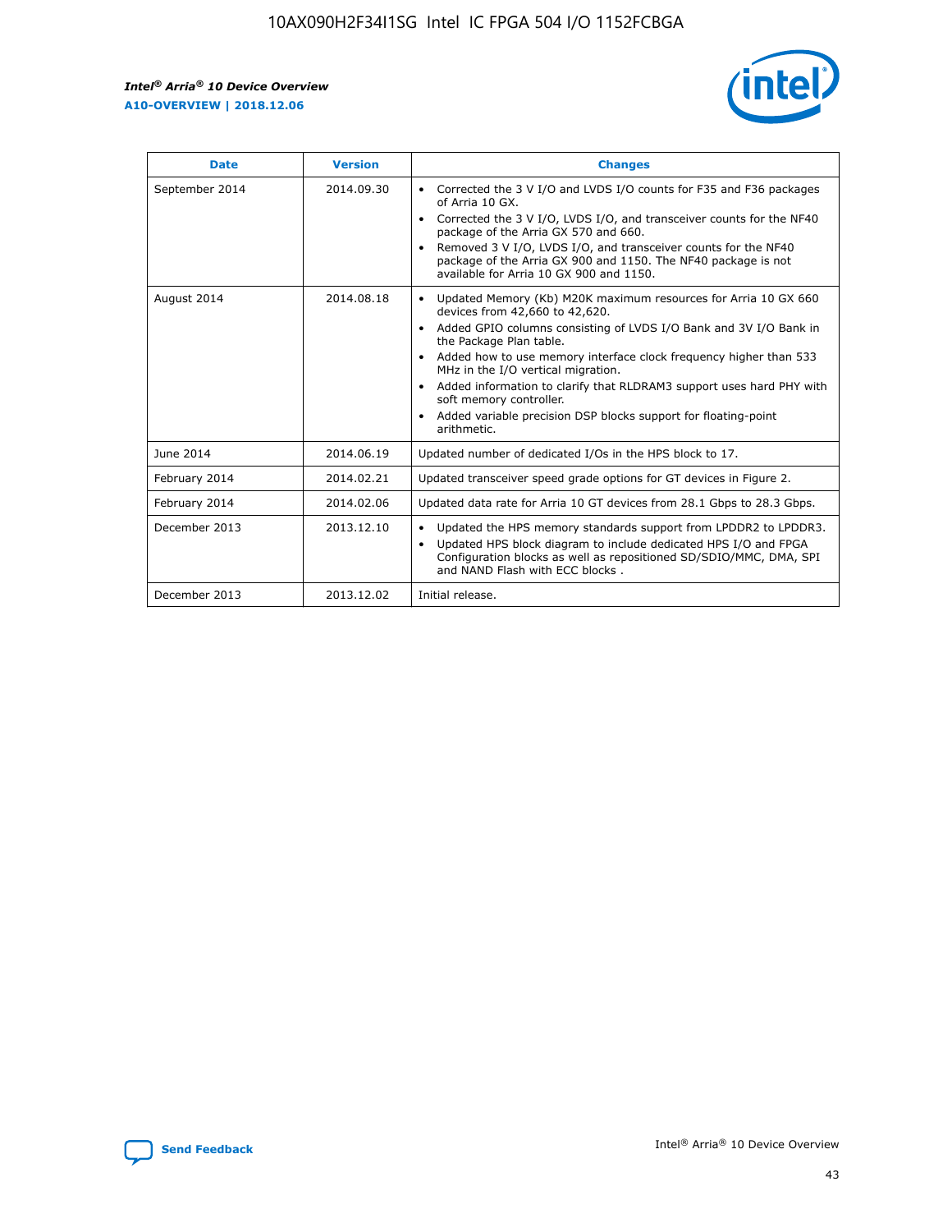| Date | Version | Changes |
| --- | --- | --- |
| September 2014 | 2014.09.30 | • Corrected the 3 V I/O and LVDS I/O counts for F35 and F36 packages of Arria 10 GX.<br>• Corrected the 3 V I/O, LVDS I/O, and transceiver counts for the NF40 package of the Arria GX 570 and 660.<br>• Removed 3 V I/O, LVDS I/O, and transceiver counts for the NF40 package of the Arria GX 900 and 1150. The NF40 package is not available for Arria 10 GX 900 and 1150. |
| August 2014 | 2014.08.18 | • Updated Memory (Kb) M20K maximum resources for Arria 10 GX 660 devices from 42,660 to 42,620.<br>• Added GPIO columns consisting of LVDS I/O Bank and 3V I/O Bank in the Package Plan table.<br>• Added how to use memory interface clock frequency higher than 533 MHz in the I/O vertical migration.<br>• Added information to clarify that RLDRAM3 support uses hard PHY with soft memory controller.<br>• Added variable precision DSP blocks support for floating-point arithmetic. |
| June 2014 | 2014.06.19 | Updated number of dedicated I/Os in the HPS block to 17. |
| February 2014 | 2014.02.21 | Updated transceiver speed grade options for GT devices in Figure 2. |
| February 2014 | 2014.02.06 | Updated data rate for Arria 10 GT devices from 28.1 Gbps to 28.3 Gbps. |
| December 2013 | 2013.12.10 | • Updated the HPS memory standards support from LPDDR2 to LPDDR3.<br>• Updated HPS block diagram to include dedicated HPS I/O and FPGA Configuration blocks as well as repositioned SD/SDIO/MMC, DMA, SPI and NAND Flash with ECC blocks . |
| December 2013 | 2013.12.02 | Initial release. |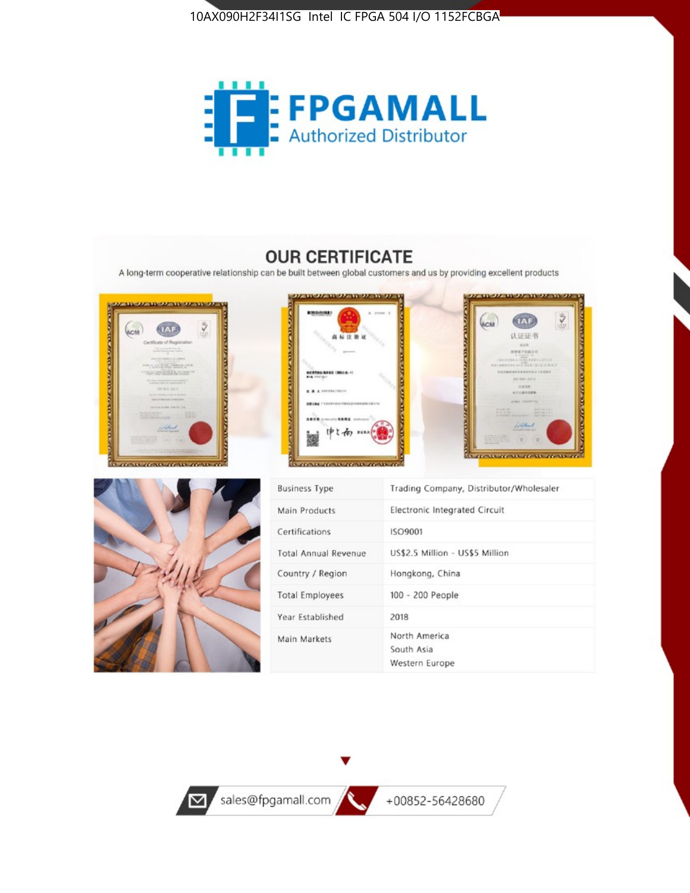10AX090H2F34I1SG Intel IC FPGA 504 I/O 1152FCBGA

FPGAMALL
Authorized Distributor

## OUR CERTIFICATE

A long-term cooperative relationship can be built between global customers and us by providing excellent products

| | |
|---|---|
| Business Type | Trading Company, Distributor/Wholesaler |
| Main Products | Electronic Integrated Circuit |
| Certifications | ISO9001 |
| Total Annual Revenue | US$2.5 Million - US$5 Million |
| Country / Region | Hongkong, China |
| Total Employees | 100 - 200 People |
| Year Established | 2018 |
| Main Markets | North America<br>South Asia<br>Western Europe |

sales@fpgamall.com

+00852-56428680